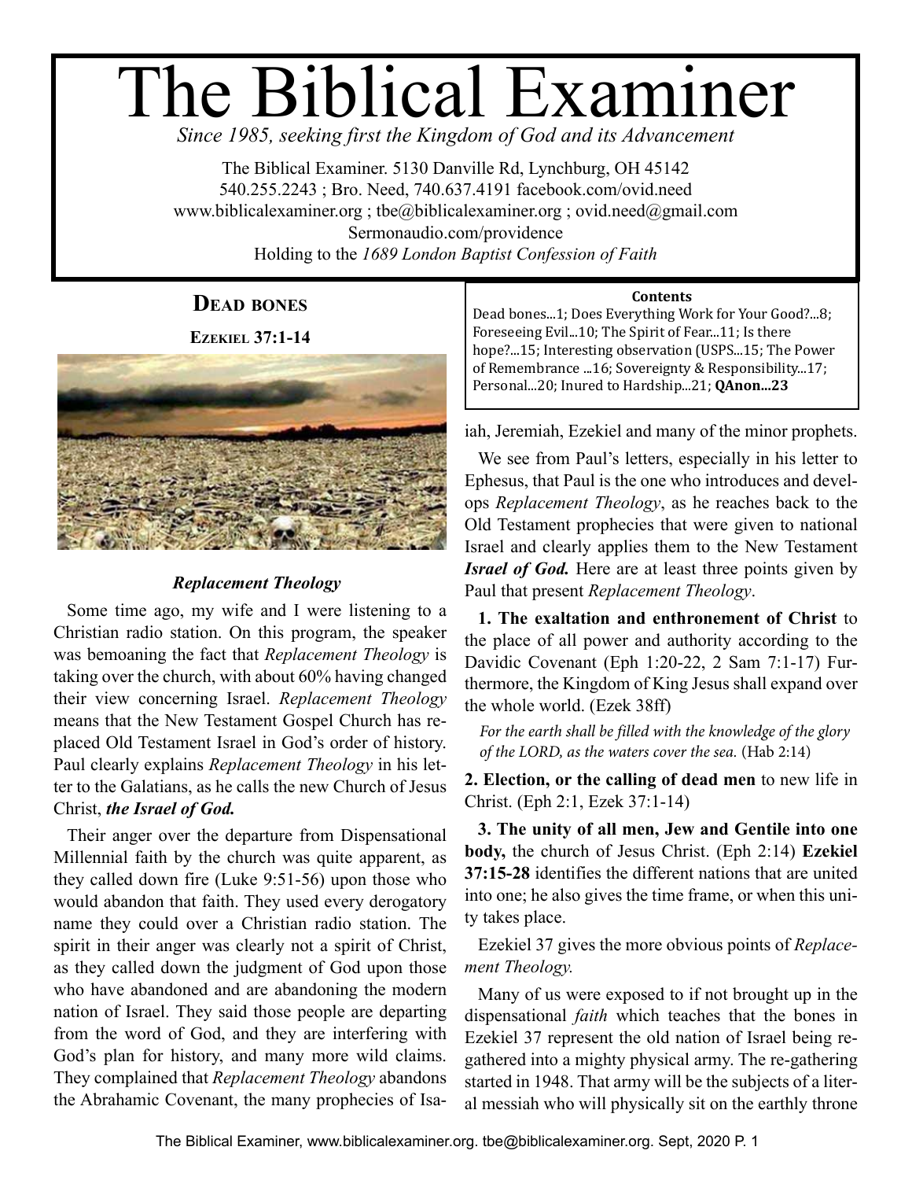# The Biblical Examiner

*Since 1985, seeking first the Kingdom of God and its Advancement*

The Biblical Examiner. 5130 Danville Rd, Lynchburg, OH 45142
540.255.2243 ; Bro. Need, 740.637.4191 facebook.com/ovid.need
www.biblicalexaminer.org ; tbe@biblicalexaminer.org ; ovid.need@gmail.com
Sermonaudio.com/providence
Holding to the *1689 London Baptist Confession of Faith*

**Contents**
Dead bones...1; Does Everything Work for Your Good?...8; Foreseeing Evil...10; The Spirit of Fear...11; Is there hope?...15; Interesting observation (USPS...15; The Power of Remembrance ...16; Sovereignty & Responsibility...17; Personal...20; Inured to Hardship...21; **QAnon...23**

## Dead bones

### Ezekiel 37:1-14

#### *Replacement Theology*

Some time ago, my wife and I were listening to a Christian radio station. On this program, the speaker was bemoaning the fact that *Replacement Theology* is taking over the church, with about 60% having changed their view concerning Israel. *Replacement Theology* means that the New Testament Gospel Church has replaced Old Testament Israel in God's order of history. Paul clearly explains *Replacement Theology* in his letter to the Galatians, as he calls the new Church of Jesus Christ, ***the Israel of God.***

Their anger over the departure from Dispensational Millennial faith by the church was quite apparent, as they called down fire (Luke 9:51-56) upon those who would abandon that faith. They used every derogatory name they could over a Christian radio station. The spirit in their anger was clearly not a spirit of Christ, as they called down the judgment of God upon those who have abandoned and are abandoning the modern nation of Israel. They said those people are departing from the word of God, and they are interfering with God's plan for history, and many more wild claims. They complained that *Replacement Theology* abandons the Abrahamic Covenant, the many prophecies of Isaiah, Jeremiah, Ezekiel and many of the minor prophets.

We see from Paul's letters, especially in his letter to Ephesus, that Paul is the one who introduces and develops *Replacement Theology*, as he reaches back to the Old Testament prophecies that were given to national Israel and clearly applies them to the New Testament ***Israel of God.*** Here are at least three points given by Paul that present *Replacement Theology*.

**1. The exaltation and enthronement of Christ** to the place of all power and authority according to the Davidic Covenant (Eph 1:20-22, 2 Sam 7:1-17) Furthermore, the Kingdom of King Jesus shall expand over the whole world. (Ezek 38ff)

> *For the earth shall be filled with the knowledge of the glory of the LORD, as the waters cover the sea.* (Hab 2:14)

**2. Election, or the calling of dead men** to new life in Christ. (Eph 2:1, Ezek 37:1-14)

**3. The unity of all men, Jew and Gentile into one body,** the church of Jesus Christ. (Eph 2:14) **Ezekiel 37:15-28** identifies the different nations that are united into one; he also gives the time frame, or when this unity takes place.

Ezekiel 37 gives the more obvious points of *Replacement Theology.*

Many of us were exposed to if not brought up in the dispensational *faith* which teaches that the bones in Ezekiel 37 represent the old nation of Israel being regathered into a mighty physical army. The re-gathering started in 1948. That army will be the subjects of a literal messiah who will physically sit on the earthly throne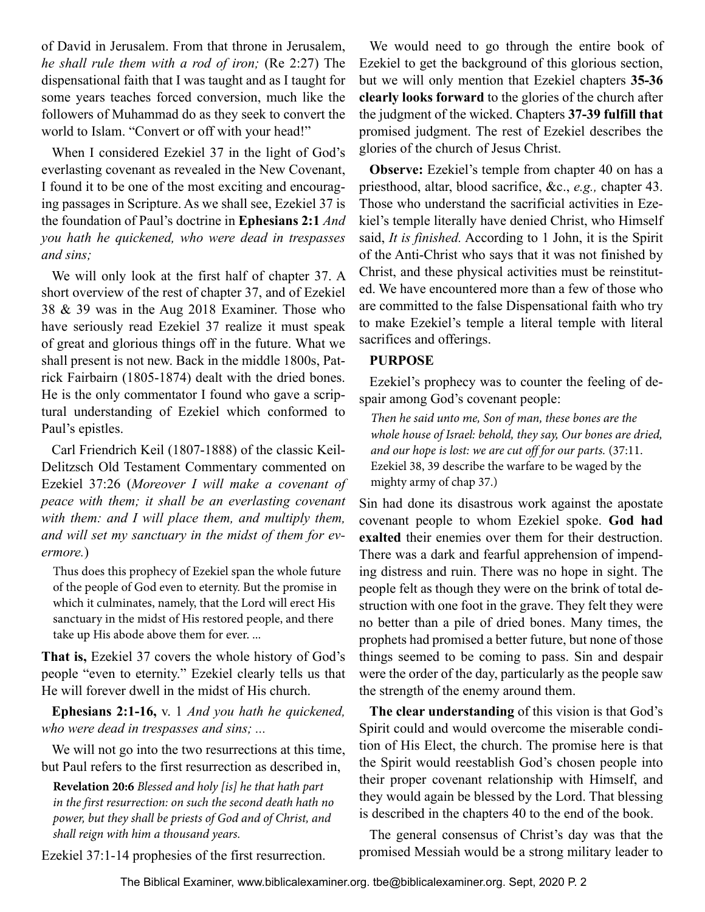of David in Jerusalem. From that throne in Jerusalem, *he shall rule them with a rod of iron;* (Re 2:27) The dispensational faith that I was taught and as I taught for some years teaches forced conversion, much like the followers of Muhammad do as they seek to convert the world to Islam. "Convert or off with your head!"

When I considered Ezekiel 37 in the light of God's everlasting covenant as revealed in the New Covenant, I found it to be one of the most exciting and encouraging passages in Scripture. As we shall see, Ezekiel 37 is the foundation of Paul's doctrine in **Ephesians 2:1** *And you hath he quickened, who were dead in trespasses and sins;*

We will only look at the first half of chapter 37. A short overview of the rest of chapter 37, and of Ezekiel 38 & 39 was in the Aug 2018 Examiner. Those who have seriously read Ezekiel 37 realize it must speak of great and glorious things off in the future. What we shall present is not new. Back in the middle 1800s, Patrick Fairbairn (1805-1874) dealt with the dried bones. He is the only commentator I found who gave a scriptural understanding of Ezekiel which conformed to Paul's epistles.

Carl Friendrich Keil (1807-1888) of the classic Keil-Delitzsch Old Testament Commentary commented on Ezekiel 37:26 (*Moreover I will make a covenant of peace with them; it shall be an everlasting covenant with them: and I will place them, and multiply them, and will set my sanctuary in the midst of them for evermore.*)

> Thus does this prophecy of Ezekiel span the whole future of the people of God even to eternity. But the promise in which it culminates, namely, that the Lord will erect His sanctuary in the midst of His restored people, and there take up His abode above them for ever. ...

**That is,** Ezekiel 37 covers the whole history of God's people "even to eternity." Ezekiel clearly tells us that He will forever dwell in the midst of His church.

**Ephesians 2:1-16,** v. 1 *And you hath he quickened, who were dead in trespasses and sins; ...*

We will not go into the two resurrections at this time, but Paul refers to the first resurrection as described in,

> **Revelation 20:6** *Blessed and holy [is] he that hath part in the first resurrection: on such the second death hath no power, but they shall be priests of God and of Christ, and shall reign with him a thousand years.*

Ezekiel 37:1-14 prophesies of the first resurrection.

We would need to go through the entire book of Ezekiel to get the background of this glorious section, but we will only mention that Ezekiel chapters **35-36 clearly looks forward** to the glories of the church after the judgment of the wicked. Chapters **37-39 fulfill that** promised judgment. The rest of Ezekiel describes the glories of the church of Jesus Christ.

**Observe:** Ezekiel's temple from chapter 40 on has a priesthood, altar, blood sacrifice, &c., *e.g.,* chapter 43. Those who understand the sacrificial activities in Ezekiel's temple literally have denied Christ, who Himself said, *It is finished.* According to 1 John, it is the Spirit of the Anti-Christ who says that it was not finished by Christ, and these physical activities must be reinstituted. We have encountered more than a few of those who are committed to the false Dispensational faith who try to make Ezekiel's temple a literal temple with literal sacrifices and offerings.

**PURPOSE**

Ezekiel's prophecy was to counter the feeling of despair among God's covenant people:

> *Then he said unto me, Son of man, these bones are the whole house of Israel: behold, they say, Our bones are dried, and our hope is lost: we are cut off for our parts.* (37:11. Ezekiel 38, 39 describe the warfare to be waged by the mighty army of chap 37.)

Sin had done its disastrous work against the apostate covenant people to whom Ezekiel spoke. **God had exalted** their enemies over them for their destruction. There was a dark and fearful apprehension of impending distress and ruin. There was no hope in sight. The people felt as though they were on the brink of total destruction with one foot in the grave. They felt they were no better than a pile of dried bones. Many times, the prophets had promised a better future, but none of those things seemed to be coming to pass. Sin and despair were the order of the day, particularly as the people saw the strength of the enemy around them.

**The clear understanding** of this vision is that God's Spirit could and would overcome the miserable condition of His Elect, the church. The promise here is that the Spirit would reestablish God's chosen people into their proper covenant relationship with Himself, and they would again be blessed by the Lord. That blessing is described in the chapters 40 to the end of the book.

The general consensus of Christ's day was that the promised Messiah would be a strong military leader to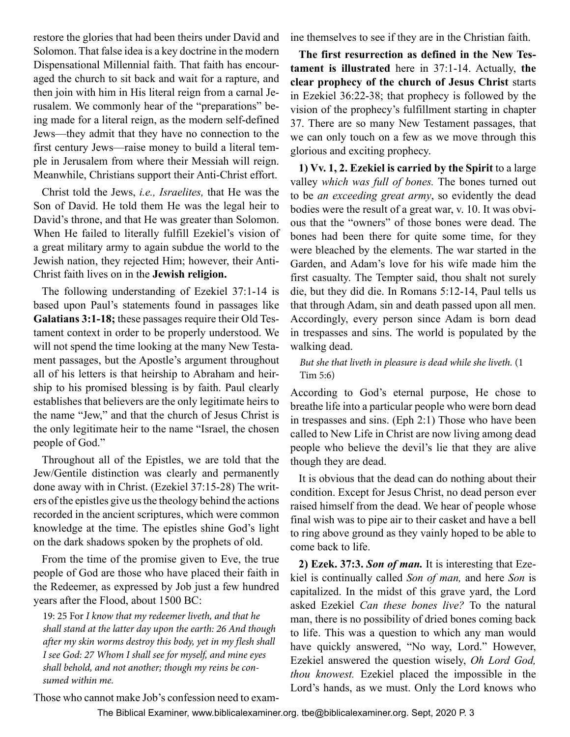restore the glories that had been theirs under David and Solomon. That false idea is a key doctrine in the modern Dispensational Millennial faith. That faith has encouraged the church to sit back and wait for a rapture, and then join with him in His literal reign from a carnal Jerusalem. We commonly hear of the "preparations" being made for a literal reign, as the modern self-defined Jews—they admit that they have no connection to the first century Jews—raise money to build a literal temple in Jerusalem from where their Messiah will reign. Meanwhile, Christians support their Anti-Christ effort.

Christ told the Jews, *i.e., Israelites,* that He was the Son of David. He told them He was the legal heir to David's throne, and that He was greater than Solomon. When He failed to literally fulfill Ezekiel's vision of a great military army to again subdue the world to the Jewish nation, they rejected Him; however, their Anti-Christ faith lives on in the **Jewish religion.**

The following understanding of Ezekiel 37:1-14 is based upon Paul's statements found in passages like **Galatians 3:1-18;** these passages require their Old Testament context in order to be properly understood. We will not spend the time looking at the many New Testament passages, but the Apostle's argument throughout all of his letters is that heirship to Abraham and heirship to his promised blessing is by faith. Paul clearly establishes that believers are the only legitimate heirs to the name "Jew," and that the church of Jesus Christ is the only legitimate heir to the name "Israel, the chosen people of God."

Throughout all of the Epistles, we are told that the Jew/Gentile distinction was clearly and permanently done away with in Christ. (Ezekiel 37:15-28) The writers of the epistles give us the theology behind the actions recorded in the ancient scriptures, which were common knowledge at the time. The epistles shine God's light on the dark shadows spoken by the prophets of old.

From the time of the promise given to Eve, the true people of God are those who have placed their faith in the Redeemer, as expressed by Job just a few hundred years after the Flood, about 1500 BC:

> 19: 25 For *I know that my redeemer liveth, and that he shall stand at the latter day upon the earth: 26 And though after my skin worms destroy this body, yet in my flesh shall I see God: 27 Whom I shall see for myself, and mine eyes shall behold, and not another; though my reins be consumed within me.*

Those who cannot make Job's confession need to examine themselves to see if they are in the Christian faith.

**The first resurrection as defined in the New Testament is illustrated** here in 37:1-14. Actually, **the clear prophecy of the church of Jesus Christ** starts in Ezekiel 36:22-38; that prophecy is followed by the vision of the prophecy's fulfillment starting in chapter 37. There are so many New Testament passages, that we can only touch on a few as we move through this glorious and exciting prophecy.

**1) Vv. 1, 2. Ezekiel is carried by the Spirit** to a large valley *which was full of bones.* The bones turned out to be *an exceeding great army*, so evidently the dead bodies were the result of a great war, v. 10. It was obvious that the "owners" of those bones were dead. The bones had been there for quite some time, for they were bleached by the elements. The war started in the Garden, and Adam's love for his wife made him the first casualty. The Tempter said, thou shalt not surely die, but they did die. In Romans 5:12-14, Paul tells us that through Adam, sin and death passed upon all men. Accordingly, every person since Adam is born dead in trespasses and sins. The world is populated by the walking dead.

> *But she that liveth in pleasure is dead while she liveth.* (1 Tim 5:6)

According to God's eternal purpose, He chose to breathe life into a particular people who were born dead in trespasses and sins. (Eph 2:1) Those who have been called to New Life in Christ are now living among dead people who believe the devil's lie that they are alive though they are dead.

It is obvious that the dead can do nothing about their condition. Except for Jesus Christ, no dead person ever raised himself from the dead. We hear of people whose final wish was to pipe air to their casket and have a bell to ring above ground as they vainly hoped to be able to come back to life.

**2) Ezek. 37:3. *Son of man.*** It is interesting that Ezekiel is continually called *Son of man,* and here *Son* is capitalized. In the midst of this grave yard, the Lord asked Ezekiel *Can these bones live?* To the natural man, there is no possibility of dried bones coming back to life. This was a question to which any man would have quickly answered, "No way, Lord." However, Ezekiel answered the question wisely, *Oh Lord God, thou knowest.* Ezekiel placed the impossible in the Lord's hands, as we must. Only the Lord knows who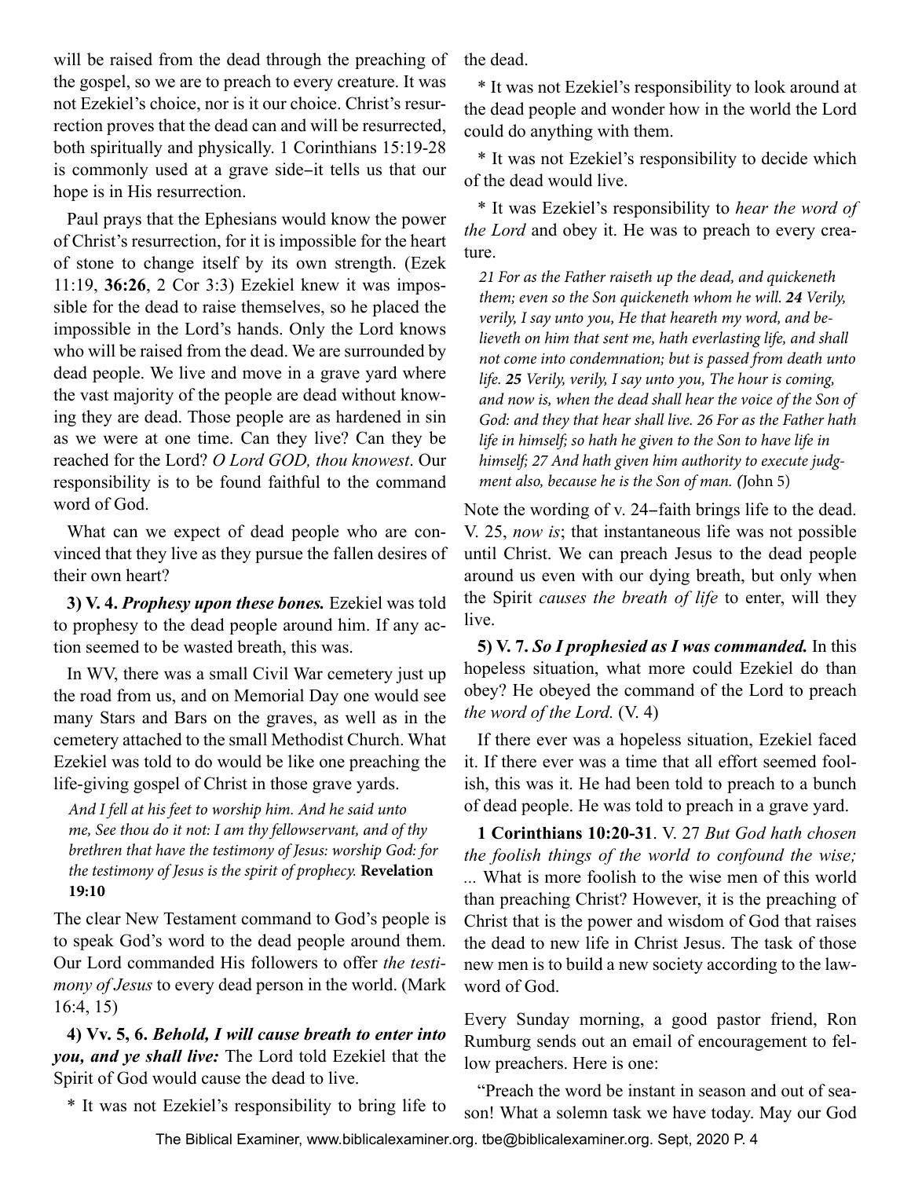will be raised from the dead through the preaching of the gospel, so we are to preach to every creature. It was not Ezekiel's choice, nor is it our choice. Christ's resurrection proves that the dead can and will be resurrected, both spiritually and physically. 1 Corinthians 15:19-28 is commonly used at a grave side–it tells us that our hope is in His resurrection.

Paul prays that the Ephesians would know the power of Christ's resurrection, for it is impossible for the heart of stone to change itself by its own strength. (Ezek 11:19, **36:26**, 2 Cor 3:3) Ezekiel knew it was impossible for the dead to raise themselves, so he placed the impossible in the Lord's hands. Only the Lord knows who will be raised from the dead. We are surrounded by dead people. We live and move in a grave yard where the vast majority of the people are dead without knowing they are dead. Those people are as hardened in sin as we were at one time. Can they live? Can they be reached for the Lord? *O Lord GOD, thou knowest*. Our responsibility is to be found faithful to the command word of God.

What can we expect of dead people who are convinced that they live as they pursue the fallen desires of their own heart?

**3) V. 4. *Prophesy upon these bones.*** Ezekiel was told to prophesy to the dead people around him. If any action seemed to be wasted breath, this was.

In WV, there was a small Civil War cemetery just up the road from us, and on Memorial Day one would see many Stars and Bars on the graves, as well as in the cemetery attached to the small Methodist Church. What Ezekiel was told to do would be like one preaching the life-giving gospel of Christ in those grave yards.

> *And I fell at his feet to worship him. And he said unto me, See thou do it not: I am thy fellowservant, and of thy brethren that have the testimony of Jesus: worship God: for the testimony of Jesus is the spirit of prophecy.* **Revelation 19:10**

The clear New Testament command to God's people is to speak God's word to the dead people around them. Our Lord commanded His followers to offer *the testimony of Jesus* to every dead person in the world. (Mark 16:4, 15)

**4) Vv. 5, 6. *Behold, I will cause breath to enter into you, and ye shall live:*** The Lord told Ezekiel that the Spirit of God would cause the dead to live.

* It was not Ezekiel's responsibility to bring life to the dead.

* It was not Ezekiel's responsibility to look around at the dead people and wonder how in the world the Lord could do anything with them.

* It was not Ezekiel's responsibility to decide which of the dead would live.

* It was Ezekiel's responsibility to *hear the word of the Lord* and obey it. He was to preach to every creature.

> *21 For as the Father raiseth up the dead, and quickeneth them; even so the Son quickeneth whom he will.* ***24*** *Verily, verily, I say unto you, He that heareth my word, and believeth on him that sent me, hath everlasting life, and shall not come into condemnation; but is passed from death unto life.* ***25*** *Verily, verily, I say unto you, The hour is coming, and now is, when the dead shall hear the voice of the Son of God: and they that hear shall live. 26 For as the Father hath life in himself; so hath he given to the Son to have life in himself; 27 And hath given him authority to execute judgment also, because he is the Son of man.* (John 5)

Note the wording of v. 24–faith brings life to the dead. V. 25, *now is*; that instantaneous life was not possible until Christ. We can preach Jesus to the dead people around us even with our dying breath, but only when the Spirit *causes the breath of life* to enter, will they live.

**5) V. 7. *So I prophesied as I was commanded.*** In this hopeless situation, what more could Ezekiel do than obey? He obeyed the command of the Lord to preach *the word of the Lord.* (V. 4)

If there ever was a hopeless situation, Ezekiel faced it. If there ever was a time that all effort seemed foolish, this was it. He had been told to preach to a bunch of dead people. He was told to preach in a grave yard.

**1 Corinthians 10:20-31**. V. 27 *But God hath chosen the foolish things of the world to confound the wise; ...* What is more foolish to the wise men of this world than preaching Christ? However, it is the preaching of Christ that is the power and wisdom of God that raises the dead to new life in Christ Jesus. The task of those new men is to build a new society according to the law-word of God.

Every Sunday morning, a good pastor friend, Ron Rumburg sends out an email of encouragement to fellow preachers. Here is one:

"Preach the word be instant in season and out of season! What a solemn task we have today. May our God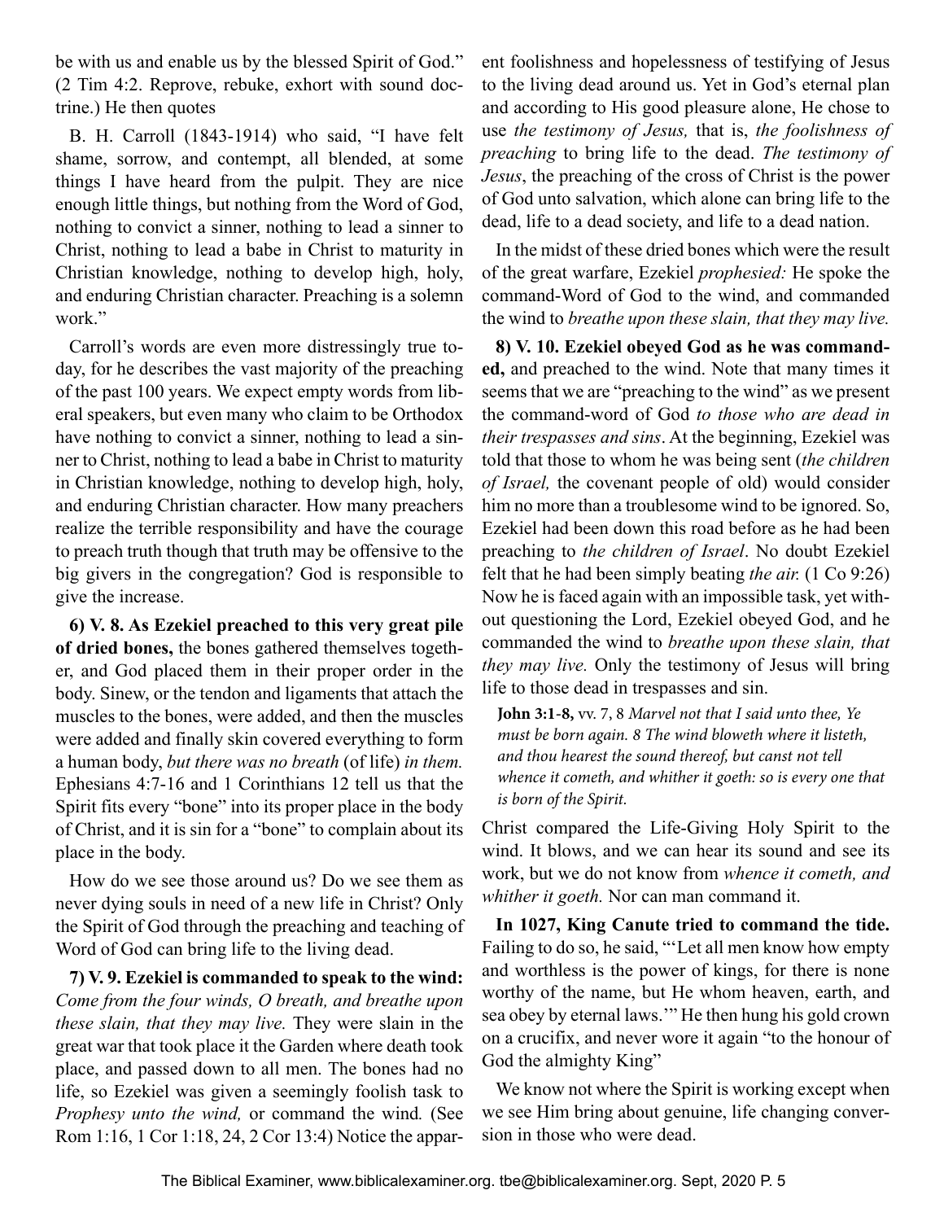be with us and enable us by the blessed Spirit of God." (2 Tim 4:2. Reprove, rebuke, exhort with sound doctrine.) He then quotes

B. H. Carroll (1843-1914) who said, "I have felt shame, sorrow, and contempt, all blended, at some things I have heard from the pulpit. They are nice enough little things, but nothing from the Word of God, nothing to convict a sinner, nothing to lead a sinner to Christ, nothing to lead a babe in Christ to maturity in Christian knowledge, nothing to develop high, holy, and enduring Christian character. Preaching is a solemn work."

Carroll's words are even more distressingly true today, for he describes the vast majority of the preaching of the past 100 years. We expect empty words from liberal speakers, but even many who claim to be Orthodox have nothing to convict a sinner, nothing to lead a sinner to Christ, nothing to lead a babe in Christ to maturity in Christian knowledge, nothing to develop high, holy, and enduring Christian character. How many preachers realize the terrible responsibility and have the courage to preach truth though that truth may be offensive to the big givers in the congregation? God is responsible to give the increase.

**6) V. 8. As Ezekiel preached to this very great pile of dried bones,** the bones gathered themselves together, and God placed them in their proper order in the body. Sinew, or the tendon and ligaments that attach the muscles to the bones, were added, and then the muscles were added and finally skin covered everything to form a human body, *but there was no breath* (of life) *in them.* Ephesians 4:7-16 and 1 Corinthians 12 tell us that the Spirit fits every "bone" into its proper place in the body of Christ, and it is sin for a "bone" to complain about its place in the body.

How do we see those around us? Do we see them as never dying souls in need of a new life in Christ? Only the Spirit of God through the preaching and teaching of Word of God can bring life to the living dead.

**7) V. 9. Ezekiel is commanded to speak to the wind:** *Come from the four winds, O breath, and breathe upon these slain, that they may live.* They were slain in the great war that took place it the Garden where death took place, and passed down to all men. The bones had no life, so Ezekiel was given a seemingly foolish task to *Prophesy unto the wind,* or command the wind. (See Rom 1:16, 1 Cor 1:18, 24, 2 Cor 13:4) Notice the apparent foolishness and hopelessness of testifying of Jesus to the living dead around us. Yet in God's eternal plan and according to His good pleasure alone, He chose to use *the testimony of Jesus,* that is, *the foolishness of preaching* to bring life to the dead. *The testimony of Jesus*, the preaching of the cross of Christ is the power of God unto salvation, which alone can bring life to the dead, life to a dead society, and life to a dead nation.

In the midst of these dried bones which were the result of the great warfare, Ezekiel *prophesied:* He spoke the command-Word of God to the wind, and commanded the wind to *breathe upon these slain, that they may live.*

**8) V. 10. Ezekiel obeyed God as he was commanded,** and preached to the wind. Note that many times it seems that we are "preaching to the wind" as we present the command-word of God *to those who are dead in their trespasses and sins*. At the beginning, Ezekiel was told that those to whom he was being sent (*the children of Israel,* the covenant people of old) would consider him no more than a troublesome wind to be ignored. So, Ezekiel had been down this road before as he had been preaching to *the children of Israel*. No doubt Ezekiel felt that he had been simply beating *the air.* (1 Co 9:26) Now he is faced again with an impossible task, yet without questioning the Lord, Ezekiel obeyed God, and he commanded the wind to *breathe upon these slain, that they may live.* Only the testimony of Jesus will bring life to those dead in trespasses and sin.

> **John 3:1-8,** vv. 7, 8 *Marvel not that I said unto thee, Ye must be born again. 8 The wind bloweth where it listeth, and thou hearest the sound thereof, but canst not tell whence it cometh, and whither it goeth: so is every one that is born of the Spirit.*

Christ compared the Life-Giving Holy Spirit to the wind. It blows, and we can hear its sound and see its work, but we do not know from *whence it cometh, and whither it goeth.* Nor can man command it.

**In 1027, King Canute tried to command the tide.** Failing to do so, he said, "'Let all men know how empty and worthless is the power of kings, for there is none worthy of the name, but He whom heaven, earth, and sea obey by eternal laws.'" He then hung his gold crown on a crucifix, and never wore it again "to the honour of God the almighty King"

We know not where the Spirit is working except when we see Him bring about genuine, life changing conversion in those who were dead.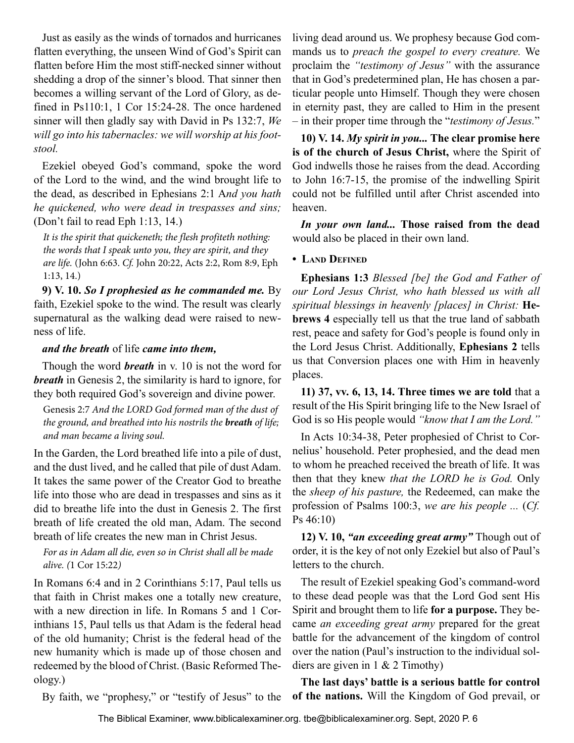Just as easily as the winds of tornados and hurricanes flatten everything, the unseen Wind of God's Spirit can flatten before Him the most stiff-necked sinner without shedding a drop of the sinner's blood. That sinner then becomes a willing servant of the Lord of Glory, as defined in Ps110:1, 1 Cor 15:24-28. The once hardened sinner will then gladly say with David in Ps 132:7, *We will go into his tabernacles: we will worship at his footstool.*

Ezekiel obeyed God's command, spoke the word of the Lord to the wind, and the wind brought life to the dead, as described in Ephesians 2:1 A*nd you hath he quickened, who were dead in trespasses and sins;* (Don't fail to read Eph 1:13, 14.)

> *It is the spirit that quickeneth; the flesh profiteth nothing: the words that I speak unto you, they are spirit, and they are life.* (John 6:63. *Cf.* John 20:22, Acts 2:2, Rom 8:9, Eph 1:13, 14.)

**9) V. 10.** ***So I prophesied as he commanded me.*** By faith, Ezekiel spoke to the wind. The result was clearly supernatural as the walking dead were raised to newness of life.

***and the breath*** **of life** ***came into them,***

Though the word ***breath*** in v. 10 is not the word for ***breath*** in Genesis 2, the similarity is hard to ignore, for they both required God's sovereign and divine power.

> Genesis 2:7 *And the LORD God formed man of the dust of the ground, and breathed into his nostrils the* ***breath*** *of life; and man became a living soul.*

In the Garden, the Lord breathed life into a pile of dust, and the dust lived, and he called that pile of dust Adam. It takes the same power of the Creator God to breathe life into those who are dead in trespasses and sins as it did to breathe life into the dust in Genesis 2. The first breath of life created the old man, Adam. The second breath of life creates the new man in Christ Jesus.

> *For as in Adam all die, even so in Christ shall all be made alive. (*1 Cor 15:22*)*

In Romans 6:4 and in 2 Corinthians 5:17, Paul tells us that faith in Christ makes one a totally new creature, with a new direction in life. In Romans 5 and 1 Corinthians 15, Paul tells us that Adam is the federal head of the old humanity; Christ is the federal head of the new humanity which is made up of those chosen and redeemed by the blood of Christ. (Basic Reformed Theology.)

By faith, we "prophesy," or "testify of Jesus" to the living dead around us. We prophesy because God commands us to *preach the gospel to every creature.* We proclaim the *"testimony of Jesus"* with the assurance that in God's predetermined plan, He has chosen a particular people unto Himself. Though they were chosen in eternity past, they are called to Him in the present – in their proper time through the "*testimony of Jesus.*"

**10) V. 14.** ***My spirit in you...*** **The clear promise here is of the church of Jesus Christ,** where the Spirit of God indwells those he raises from the dead. According to John 16:7-15, the promise of the indwelling Spirit could not be fulfilled until after Christ ascended into heaven.

***In your own land...*** **Those raised from the dead** would also be placed in their own land.

- **Land Defined**

**Ephesians 1:3** *Blessed [be] the God and Father of our Lord Jesus Christ, who hath blessed us with all spiritual blessings in heavenly [places] in Christ:* **Hebrews 4** especially tell us that the true land of sabbath rest, peace and safety for God's people is found only in the Lord Jesus Christ. Additionally, **Ephesians 2** tells us that Conversion places one with Him in heavenly places.

**11) 37, vv. 6, 13, 14. Three times we are told** that a result of the His Spirit bringing life to the New Israel of God is so His people would *"know that I am the Lord."*

In Acts 10:34-38, Peter prophesied of Christ to Cornelius' household. Peter prophesied, and the dead men to whom he preached received the breath of life. It was then that they knew *that the LORD he is God.* Only the *sheep of his pasture,* the Redeemed, can make the profession of Psalms 100:3, *we are his people ...* (*Cf.* Ps 46:10)

**12) V. 10,** ***"an exceeding great army"*** Though out of order, it is the key of not only Ezekiel but also of Paul's letters to the church.

The result of Ezekiel speaking God's command-word to these dead people was that the Lord God sent His Spirit and brought them to life **for a purpose.** They became *an exceeding great army* prepared for the great battle for the advancement of the kingdom of control over the nation (Paul's instruction to the individual soldiers are given in 1 & 2 Timothy)

**The last days' battle is a serious battle for control of the nations.** Will the Kingdom of God prevail, or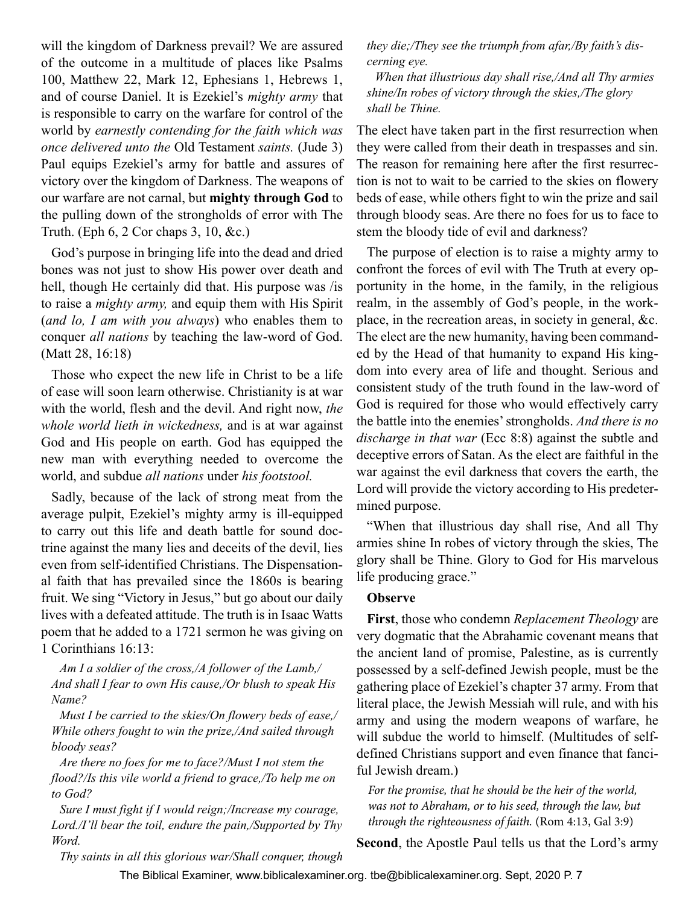will the kingdom of Darkness prevail? We are assured of the outcome in a multitude of places like Psalms 100, Matthew 22, Mark 12, Ephesians 1, Hebrews 1, and of course Daniel. It is Ezekiel's *mighty army* that is responsible to carry on the warfare for control of the world by *earnestly contending for the faith which was once delivered unto the* Old Testament *saints.* (Jude 3) Paul equips Ezekiel's army for battle and assures of victory over the kingdom of Darkness. The weapons of our warfare are not carnal, but **mighty through God** to the pulling down of the strongholds of error with The Truth. (Eph 6, 2 Cor chaps 3, 10, &c.)

God's purpose in bringing life into the dead and dried bones was not just to show His power over death and hell, though He certainly did that. His purpose was /is to raise a *mighty army,* and equip them with His Spirit (*and lo, I am with you always*) who enables them to conquer *all nations* by teaching the law-word of God. (Matt 28, 16:18)

Those who expect the new life in Christ to be a life of ease will soon learn otherwise. Christianity is at war with the world, flesh and the devil. And right now, *the whole world lieth in wickedness,* and is at war against God and His people on earth. God has equipped the new man with everything needed to overcome the world, and subdue *all nations* under *his footstool.*

Sadly, because of the lack of strong meat from the average pulpit, Ezekiel's mighty army is ill-equipped to carry out this life and death battle for sound doctrine against the many lies and deceits of the devil, lies even from self-identified Christians. The Dispensational faith that has prevailed since the 1860s is bearing fruit. We sing "Victory in Jesus," but go about our daily lives with a defeated attitude. The truth is in Isaac Watts poem that he added to a 1721 sermon he was giving on 1 Corinthians 16:13:

*Am I a soldier of the cross,/A follower of the Lamb,/ And shall I fear to own His cause,/Or blush to speak His Name?*

*Must I be carried to the skies/On flowery beds of ease,/ While others fought to win the prize,/And sailed through bloody seas?*

*Are there no foes for me to face?/Must I not stem the flood?/Is this vile world a friend to grace,/To help me on to God?*

*Sure I must fight if I would reign;/Increase my courage, Lord./I'll bear the toil, endure the pain,/Supported by Thy Word.*

*Thy saints in all this glorious war/Shall conquer, though they die;/They see the triumph from afar,/By faith's discerning eye.*

*When that illustrious day shall rise,/And all Thy armies shine/In robes of victory through the skies,/The glory shall be Thine.*

The elect have taken part in the first resurrection when they were called from their death in trespasses and sin. The reason for remaining here after the first resurrection is not to wait to be carried to the skies on flowery beds of ease, while others fight to win the prize and sail through bloody seas. Are there no foes for us to face to stem the bloody tide of evil and darkness?

The purpose of election is to raise a mighty army to confront the forces of evil with The Truth at every opportunity in the home, in the family, in the religious realm, in the assembly of God's people, in the workplace, in the recreation areas, in society in general, &c. The elect are the new humanity, having been commanded by the Head of that humanity to expand His kingdom into every area of life and thought. Serious and consistent study of the truth found in the law-word of God is required for those who would effectively carry the battle into the enemies' strongholds. *And there is no discharge in that war* (Ecc 8:8) against the subtle and deceptive errors of Satan. As the elect are faithful in the war against the evil darkness that covers the earth, the Lord will provide the victory according to His predetermined purpose.

"When that illustrious day shall rise, And all Thy armies shine In robes of victory through the skies, The glory shall be Thine. Glory to God for His marvelous life producing grace."

**Observe**

**First**, those who condemn *Replacement Theology* are very dogmatic that the Abrahamic covenant means that the ancient land of promise, Palestine, as is currently possessed by a self-defined Jewish people, must be the gathering place of Ezekiel's chapter 37 army. From that literal place, the Jewish Messiah will rule, and with his army and using the modern weapons of warfare, he will subdue the world to himself. (Multitudes of self-defined Christians support and even finance that fanciful Jewish dream.)

*For the promise, that he should be the heir of the world, was not to Abraham, or to his seed, through the law, but through the righteousness of faith.* (Rom 4:13, Gal 3:9)

**Second**, the Apostle Paul tells us that the Lord's army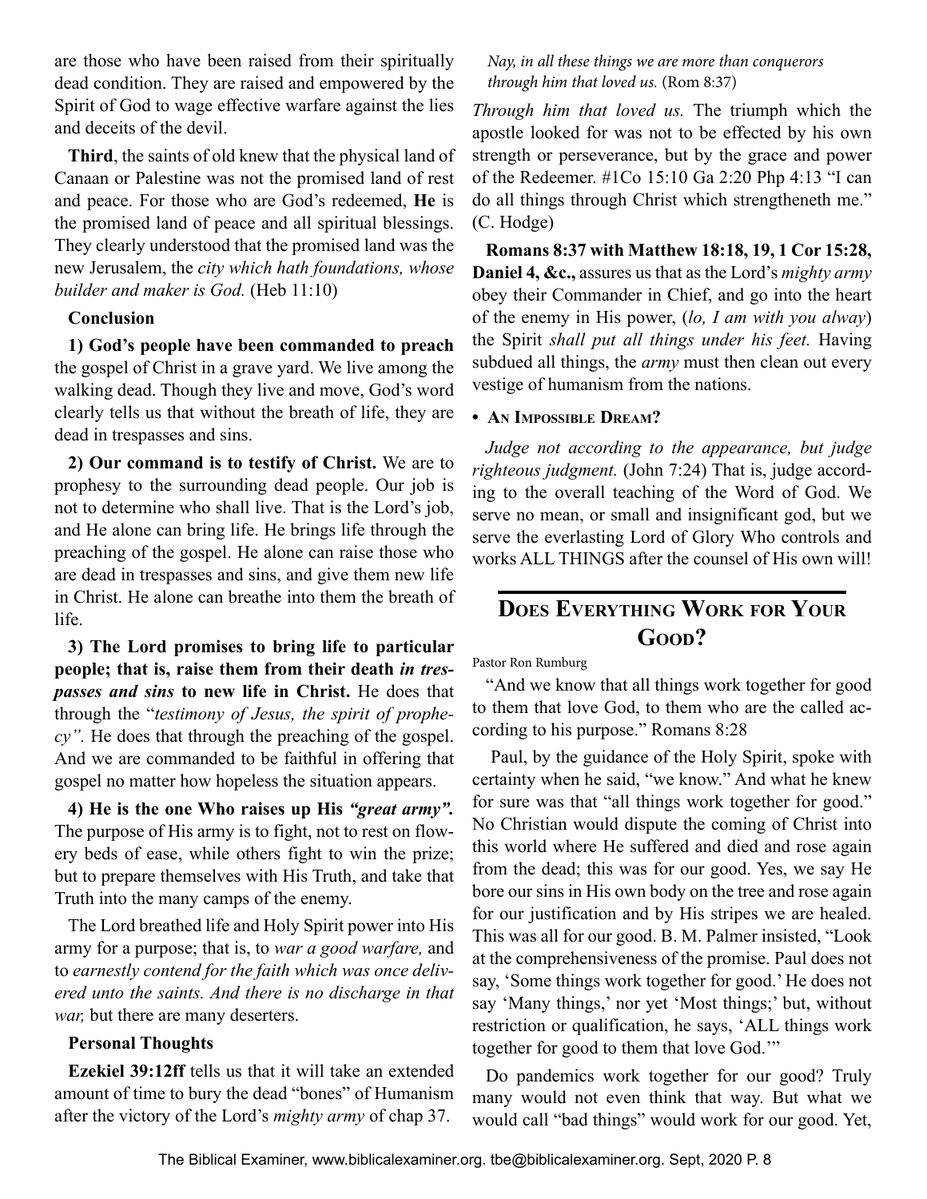are those who have been raised from their spiritually dead condition. They are raised and empowered by the Spirit of God to wage effective warfare against the lies and deceits of the devil.

**Third**, the saints of old knew that the physical land of Canaan or Palestine was not the promised land of rest and peace. For those who are God's redeemed, **He** is the promised land of peace and all spiritual blessings. They clearly understood that the promised land was the new Jerusalem, the *city which hath foundations, whose builder and maker is God.* (Heb 11:10)

**Conclusion**

**1) God's people have been commanded to preach** the gospel of Christ in a grave yard. We live among the walking dead. Though they live and move, God's word clearly tells us that without the breath of life, they are dead in trespasses and sins.

**2) Our command is to testify of Christ.** We are to prophesy to the surrounding dead people. Our job is not to determine who shall live. That is the Lord's job, and He alone can bring life. He brings life through the preaching of the gospel. He alone can raise those who are dead in trespasses and sins, and give them new life in Christ. He alone can breathe into them the breath of life.

**3) The Lord promises to bring life to particular people; that is, raise them from their death *in trespasses and sins* to new life in Christ.** He does that through the "*testimony of Jesus, the spirit of prophecy".* He does that through the preaching of the gospel. And we are commanded to be faithful in offering that gospel no matter how hopeless the situation appears.

**4) He is the one Who raises up His *"great army".*** The purpose of His army is to fight, not to rest on flowery beds of ease, while others fight to win the prize; but to prepare themselves with His Truth, and take that Truth into the many camps of the enemy.

The Lord breathed life and Holy Spirit power into His army for a purpose; that is, to *war a good warfare,* and to *earnestly contend for the faith which was once delivered unto the saints. And there is no discharge in that war,* but there are many deserters.

**Personal Thoughts**

**Ezekiel 39:12ff** tells us that it will take an extended amount of time to bury the dead "bones" of Humanism after the victory of the Lord's *mighty army* of chap 37.

*Nay, in all these things we are more than conquerors through him that loved us.* (Rom 8:37)

*Through him that loved us.* The triumph which the apostle looked for was not to be effected by his own strength or perseverance, but by the grace and power of the Redeemer. #1Co 15:10 Ga 2:20 Php 4:13 "I can do all things through Christ which strengtheneth me." (C. Hodge)

**Romans 8:37 with Matthew 18:18, 19, 1 Cor 15:28, Daniel 4, &c.,** assures us that as the Lord's *mighty army* obey their Commander in Chief, and go into the heart of the enemy in His power, (*lo, I am with you alway*) the Spirit *shall put all things under his feet.* Having subdued all things, the *army* must then clean out every vestige of humanism from the nations.

- **An Impossible Dream?**

*Judge not according to the appearance, but judge righteous judgment.* (John 7:24) That is, judge according to the overall teaching of the Word of God. We serve no mean, or small and insignificant god, but we serve the everlasting Lord of Glory Who controls and works ALL THINGS after the counsel of His own will!

## Does Everything Work for Your Good?

Pastor Ron Rumburg

"And we know that all things work together for good to them that love God, to them who are the called according to his purpose." Romans 8:28

Paul, by the guidance of the Holy Spirit, spoke with certainty when he said, "we know." And what he knew for sure was that "all things work together for good." No Christian would dispute the coming of Christ into this world where He suffered and died and rose again from the dead; this was for our good. Yes, we say He bore our sins in His own body on the tree and rose again for our justification and by His stripes we are healed. This was all for our good. B. M. Palmer insisted, "Look at the comprehensiveness of the promise. Paul does not say, 'Some things work together for good.' He does not say 'Many things,' nor yet 'Most things;' but, without restriction or qualification, he says, 'ALL things work together for good to them that love God.'"

Do pandemics work together for our good? Truly many would not even think that way. But what we would call "bad things" would work for our good. Yet,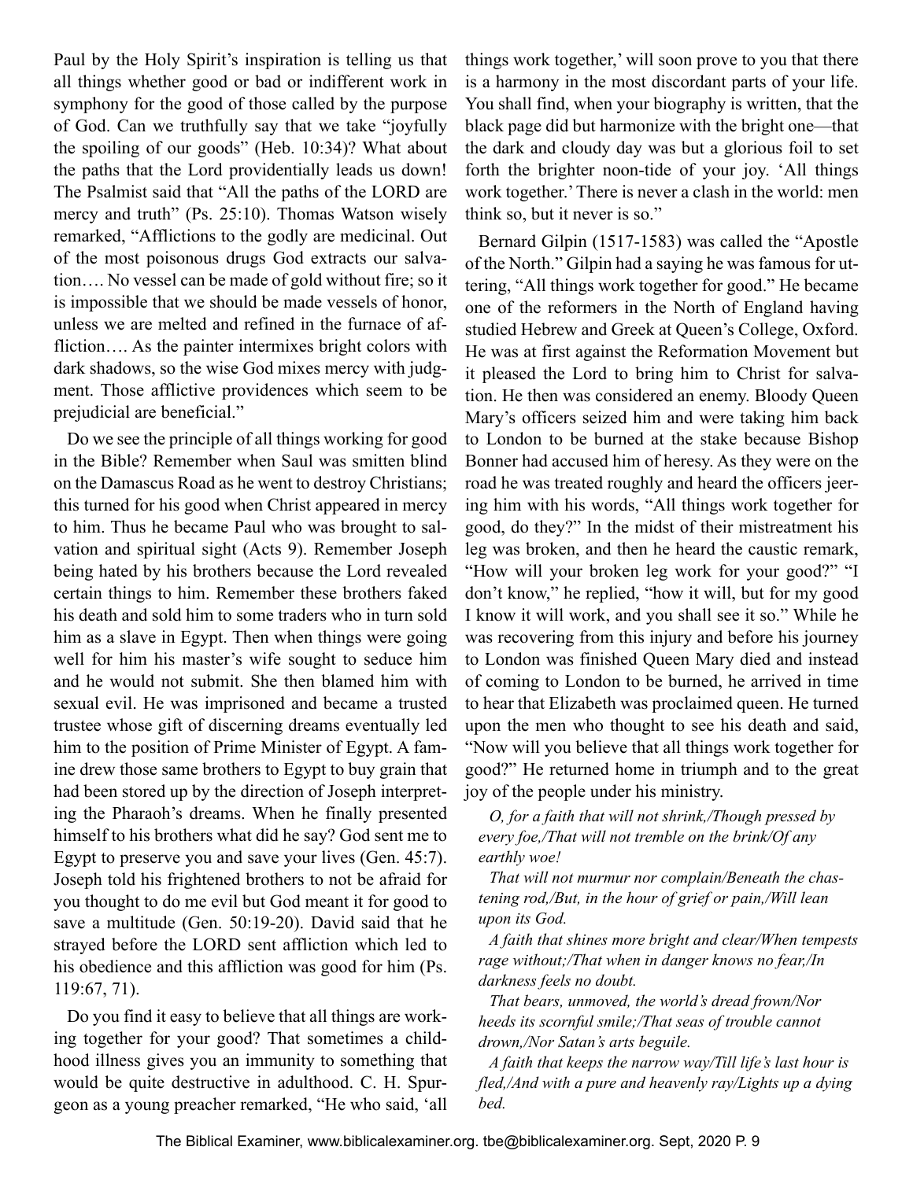Paul by the Holy Spirit's inspiration is telling us that all things whether good or bad or indifferent work in symphony for the good of those called by the purpose of God. Can we truthfully say that we take "joyfully the spoiling of our goods" (Heb. 10:34)? What about the paths that the Lord providentially leads us down! The Psalmist said that "All the paths of the LORD are mercy and truth" (Ps. 25:10). Thomas Watson wisely remarked, "Afflictions to the godly are medicinal. Out of the most poisonous drugs God extracts our salvation…. No vessel can be made of gold without fire; so it is impossible that we should be made vessels of honor, unless we are melted and refined in the furnace of affliction…. As the painter intermixes bright colors with dark shadows, so the wise God mixes mercy with judgment. Those afflictive providences which seem to be prejudicial are beneficial."

Do we see the principle of all things working for good in the Bible? Remember when Saul was smitten blind on the Damascus Road as he went to destroy Christians; this turned for his good when Christ appeared in mercy to him. Thus he became Paul who was brought to salvation and spiritual sight (Acts 9). Remember Joseph being hated by his brothers because the Lord revealed certain things to him. Remember these brothers faked his death and sold him to some traders who in turn sold him as a slave in Egypt. Then when things were going well for him his master's wife sought to seduce him and he would not submit. She then blamed him with sexual evil. He was imprisoned and became a trusted trustee whose gift of discerning dreams eventually led him to the position of Prime Minister of Egypt. A famine drew those same brothers to Egypt to buy grain that had been stored up by the direction of Joseph interpreting the Pharaoh's dreams. When he finally presented himself to his brothers what did he say? God sent me to Egypt to preserve you and save your lives (Gen. 45:7). Joseph told his frightened brothers to not be afraid for you thought to do me evil but God meant it for good to save a multitude (Gen. 50:19-20). David said that he strayed before the LORD sent affliction which led to his obedience and this affliction was good for him (Ps. 119:67, 71).

Do you find it easy to believe that all things are working together for your good? That sometimes a childhood illness gives you an immunity to something that would be quite destructive in adulthood. C. H. Spurgeon as a young preacher remarked, "He who said, 'all things work together,' will soon prove to you that there is a harmony in the most discordant parts of your life. You shall find, when your biography is written, that the black page did but harmonize with the bright one—that the dark and cloudy day was but a glorious foil to set forth the brighter noon-tide of your joy. 'All things work together.' There is never a clash in the world: men think so, but it never is so."

Bernard Gilpin (1517-1583) was called the "Apostle of the North." Gilpin had a saying he was famous for uttering, "All things work together for good." He became one of the reformers in the North of England having studied Hebrew and Greek at Queen's College, Oxford. He was at first against the Reformation Movement but it pleased the Lord to bring him to Christ for salvation. He then was considered an enemy. Bloody Queen Mary's officers seized him and were taking him back to London to be burned at the stake because Bishop Bonner had accused him of heresy. As they were on the road he was treated roughly and heard the officers jeering him with his words, "All things work together for good, do they?" In the midst of their mistreatment his leg was broken, and then he heard the caustic remark, "How will your broken leg work for your good?" "I don't know," he replied, "how it will, but for my good I know it will work, and you shall see it so." While he was recovering from this injury and before his journey to London was finished Queen Mary died and instead of coming to London to be burned, he arrived in time to hear that Elizabeth was proclaimed queen. He turned upon the men who thought to see his death and said, "Now will you believe that all things work together for good?" He returned home in triumph and to the great joy of the people under his ministry.

*O, for a faith that will not shrink,/Though pressed by every foe,/That will not tremble on the brink/Of any earthly woe!*

*That will not murmur nor complain/Beneath the chastening rod,/But, in the hour of grief or pain,/Will lean upon its God.*

*A faith that shines more bright and clear/When tempests rage without;/That when in danger knows no fear,/In darkness feels no doubt.*

*That bears, unmoved, the world's dread frown/Nor heeds its scornful smile;/That seas of trouble cannot drown,/Nor Satan's arts beguile.*

*A faith that keeps the narrow way/Till life's last hour is fled,/And with a pure and heavenly ray/Lights up a dying bed.*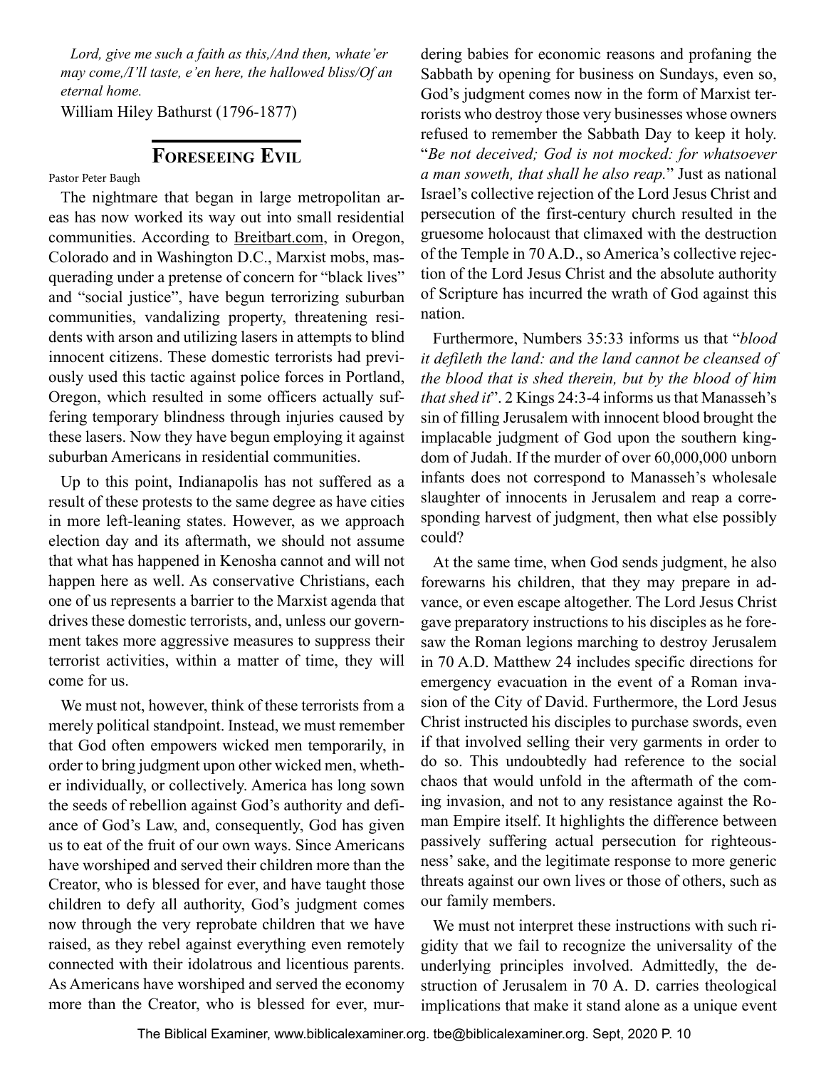*Lord, give me such a faith as this,/And then, whate'er may come,/I'll taste, e'en here, the hallowed bliss/Of an eternal home.*

William Hiley Bathurst (1796-1877)

## Foreseeing Evil

Pastor Peter Baugh

The nightmare that began in large metropolitan areas has now worked its way out into small residential communities. According to Breitbart.com, in Oregon, Colorado and in Washington D.C., Marxist mobs, masquerading under a pretense of concern for "black lives" and "social justice", have begun terrorizing suburban communities, vandalizing property, threatening residents with arson and utilizing lasers in attempts to blind innocent citizens. These domestic terrorists had previously used this tactic against police forces in Portland, Oregon, which resulted in some officers actually suffering temporary blindness through injuries caused by these lasers. Now they have begun employing it against suburban Americans in residential communities.

Up to this point, Indianapolis has not suffered as a result of these protests to the same degree as have cities in more left-leaning states. However, as we approach election day and its aftermath, we should not assume that what has happened in Kenosha cannot and will not happen here as well. As conservative Christians, each one of us represents a barrier to the Marxist agenda that drives these domestic terrorists, and, unless our government takes more aggressive measures to suppress their terrorist activities, within a matter of time, they will come for us.

We must not, however, think of these terrorists from a merely political standpoint. Instead, we must remember that God often empowers wicked men temporarily, in order to bring judgment upon other wicked men, whether individually, or collectively. America has long sown the seeds of rebellion against God's authority and defiance of God's Law, and, consequently, God has given us to eat of the fruit of our own ways. Since Americans have worshiped and served their children more than the Creator, who is blessed for ever, and have taught those children to defy all authority, God's judgment comes now through the very reprobate children that we have raised, as they rebel against everything even remotely connected with their idolatrous and licentious parents. As Americans have worshiped and served the economy more than the Creator, who is blessed for ever, murdering babies for economic reasons and profaning the Sabbath by opening for business on Sundays, even so, God's judgment comes now in the form of Marxist terrorists who destroy those very businesses whose owners refused to remember the Sabbath Day to keep it holy. "*Be not deceived; God is not mocked: for whatsoever a man soweth, that shall he also reap.*" Just as national Israel's collective rejection of the Lord Jesus Christ and persecution of the first-century church resulted in the gruesome holocaust that climaxed with the destruction of the Temple in 70 A.D., so America's collective rejection of the Lord Jesus Christ and the absolute authority of Scripture has incurred the wrath of God against this nation.

Furthermore, Numbers 35:33 informs us that "*blood it defileth the land: and the land cannot be cleansed of the blood that is shed therein, but by the blood of him that shed it*". 2 Kings 24:3-4 informs us that Manasseh's sin of filling Jerusalem with innocent blood brought the implacable judgment of God upon the southern kingdom of Judah. If the murder of over 60,000,000 unborn infants does not correspond to Manasseh's wholesale slaughter of innocents in Jerusalem and reap a corresponding harvest of judgment, then what else possibly could?

At the same time, when God sends judgment, he also forewarns his children, that they may prepare in advance, or even escape altogether. The Lord Jesus Christ gave preparatory instructions to his disciples as he foresaw the Roman legions marching to destroy Jerusalem in 70 A.D. Matthew 24 includes specific directions for emergency evacuation in the event of a Roman invasion of the City of David. Furthermore, the Lord Jesus Christ instructed his disciples to purchase swords, even if that involved selling their very garments in order to do so. This undoubtedly had reference to the social chaos that would unfold in the aftermath of the coming invasion, and not to any resistance against the Roman Empire itself. It highlights the difference between passively suffering actual persecution for righteousness' sake, and the legitimate response to more generic threats against our own lives or those of others, such as our family members.

We must not interpret these instructions with such rigidity that we fail to recognize the universality of the underlying principles involved. Admittedly, the destruction of Jerusalem in 70 A. D. carries theological implications that make it stand alone as a unique event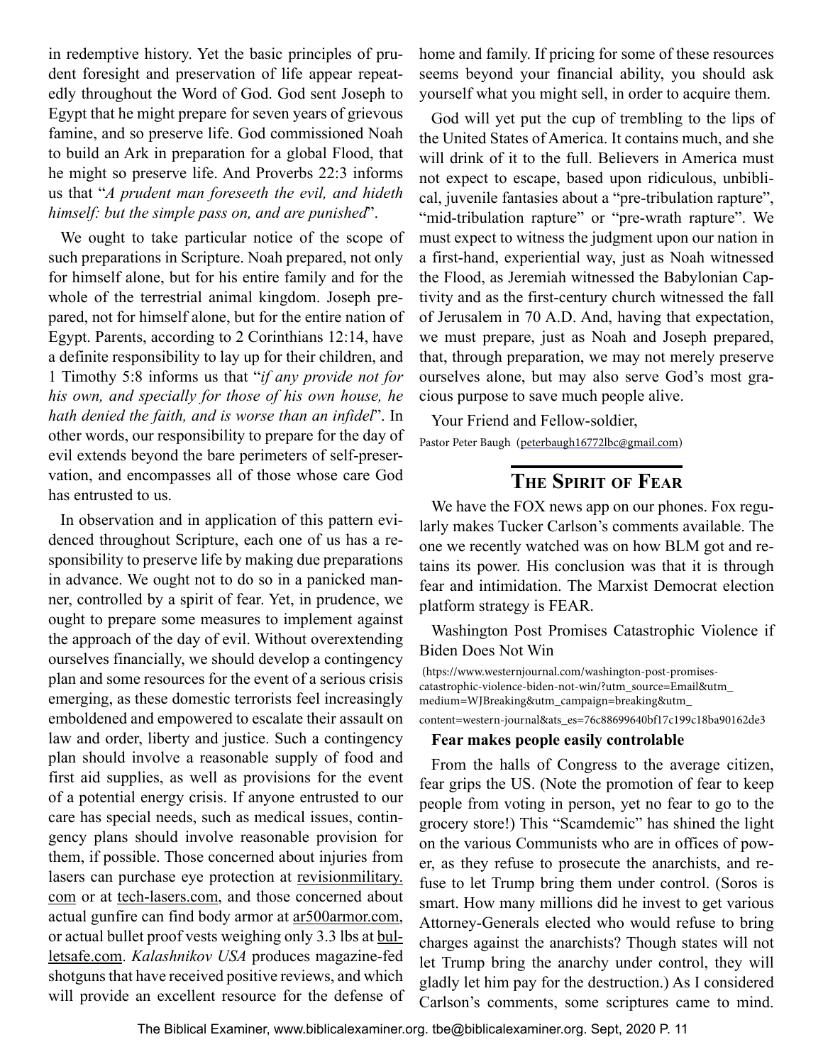in redemptive history. Yet the basic principles of prudent foresight and preservation of life appear repeatedly throughout the Word of God. God sent Joseph to Egypt that he might prepare for seven years of grievous famine, and so preserve life. God commissioned Noah to build an Ark in preparation for a global Flood, that he might so preserve life. And Proverbs 22:3 informs us that "*A prudent man foreseeth the evil, and hideth himself: but the simple pass on, and are punished*".

We ought to take particular notice of the scope of such preparations in Scripture. Noah prepared, not only for himself alone, but for his entire family and for the whole of the terrestrial animal kingdom. Joseph prepared, not for himself alone, but for the entire nation of Egypt. Parents, according to 2 Corinthians 12:14, have a definite responsibility to lay up for their children, and 1 Timothy 5:8 informs us that "*if any provide not for his own, and specially for those of his own house, he hath denied the faith, and is worse than an infidel*". In other words, our responsibility to prepare for the day of evil extends beyond the bare perimeters of self-preservation, and encompasses all of those whose care God has entrusted to us.

In observation and in application of this pattern evidenced throughout Scripture, each one of us has a responsibility to preserve life by making due preparations in advance. We ought not to do so in a panicked manner, controlled by a spirit of fear. Yet, in prudence, we ought to prepare some measures to implement against the approach of the day of evil. Without overextending ourselves financially, we should develop a contingency plan and some resources for the event of a serious crisis emerging, as these domestic terrorists feel increasingly emboldened and empowered to escalate their assault on law and order, liberty and justice. Such a contingency plan should involve a reasonable supply of food and first aid supplies, as well as provisions for the event of a potential energy crisis. If anyone entrusted to our care has special needs, such as medical issues, contingency plans should involve reasonable provision for them, if possible. Those concerned about injuries from lasers can purchase eye protection at revisionmilitary.com or at tech-lasers.com, and those concerned about actual gunfire can find body armor at ar500armor.com, or actual bullet proof vests weighing only 3.3 lbs at bulletsafe.com. *Kalashnikov USA* produces magazine-fed shotguns that have received positive reviews, and which will provide an excellent resource for the defense of home and family. If pricing for some of these resources seems beyond your financial ability, you should ask yourself what you might sell, in order to acquire them.

God will yet put the cup of trembling to the lips of the United States of America. It contains much, and she will drink of it to the full. Believers in America must not expect to escape, based upon ridiculous, unbiblical, juvenile fantasies about a "pre-tribulation rapture", "mid-tribulation rapture" or "pre-wrath rapture". We must expect to witness the judgment upon our nation in a first-hand, experiential way, just as Noah witnessed the Flood, as Jeremiah witnessed the Babylonian Captivity and as the first-century church witnessed the fall of Jerusalem in 70 A.D. And, having that expectation, we must prepare, just as Noah and Joseph prepared, that, through preparation, we may not merely preserve ourselves alone, but may also serve God's most gracious purpose to save much people alive.

Your Friend and Fellow-soldier,

Pastor Peter Baugh (peterbaugh16772lbc@gmail.com)

## The Spirit of Fear

We have the FOX news app on our phones. Fox regularly makes Tucker Carlson's comments available. The one we recently watched was on how BLM got and retains its power. His conclusion was that it is through fear and intimidation. The Marxist Democrat election platform strategy is FEAR.

Washington Post Promises Catastrophic Violence if Biden Does Not Win

(https://www.westernjournal.com/washington-post-promises-catastrophic-violence-biden-not-win/?utm_source=Email&utm_medium=WJBreaking&utm_campaign=breaking&utm_content=western-journal&ats_es=76c88699640bf17c199c18ba90162de3

**Fear makes people easily controlable**

From the halls of Congress to the average citizen, fear grips the US. (Note the promotion of fear to keep people from voting in person, yet no fear to go to the grocery store!) This "Scamdemic" has shined the light on the various Communists who are in offices of power, as they refuse to prosecute the anarchists, and refuse to let Trump bring them under control. (Soros is smart. How many millions did he invest to get various Attorney-Generals elected who would refuse to bring charges against the anarchists? Though states will not let Trump bring the anarchy under control, they will gladly let him pay for the destruction.) As I considered Carlson's comments, some scriptures came to mind.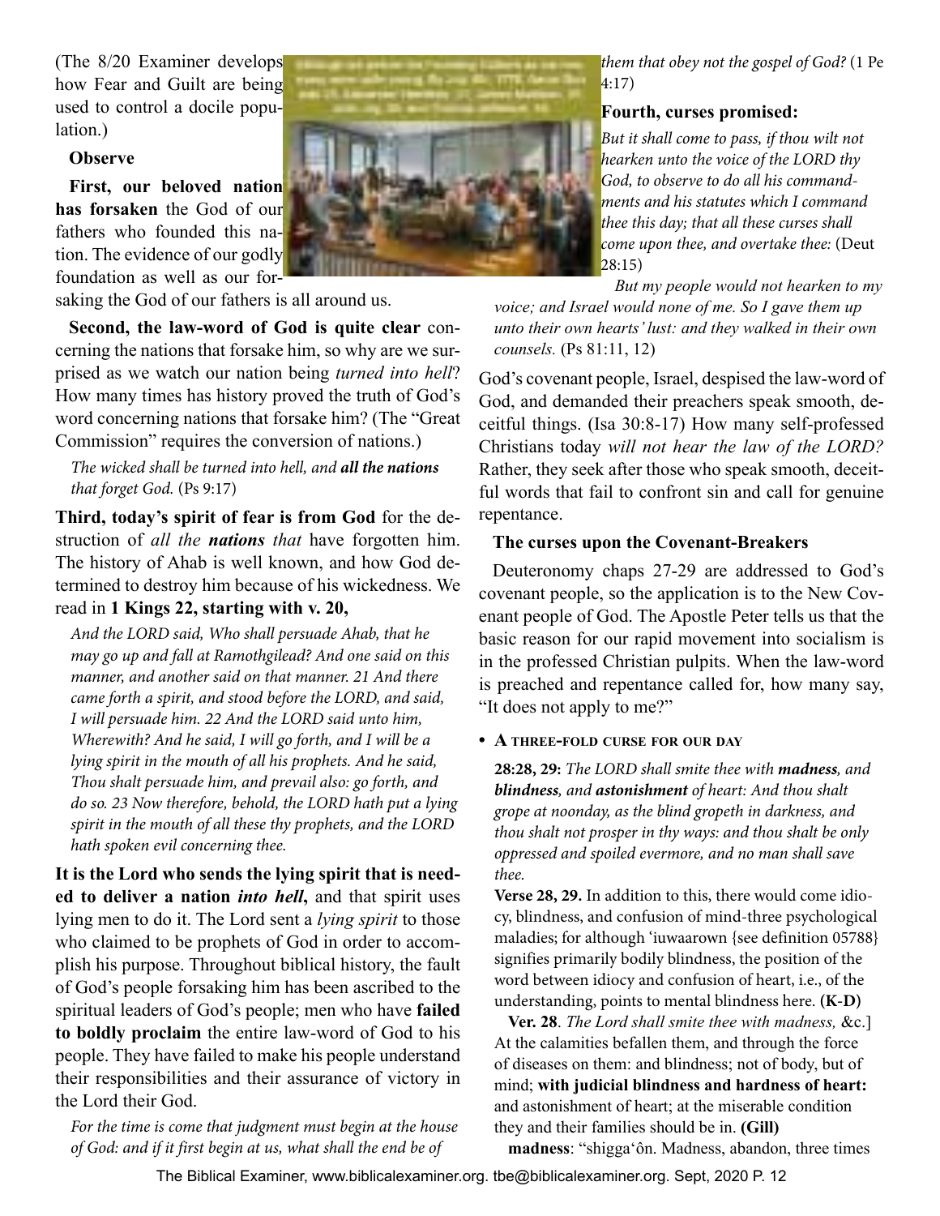(The 8/20 Examiner develops how Fear and Guilt are being used to control a docile population.)

**Observe**

**First, our beloved nation has forsaken** the God of our fathers who founded this nation. The evidence of our godly foundation as well as our forsaking the God of our fathers is all around us.

**Second, the law-word of God is quite clear** concerning the nations that forsake him, so why are we surprised as we watch our nation being *turned into hell*? How many times has history proved the truth of God's word concerning nations that forsake him? (The "Great Commission" requires the conversion of nations.)

> *The wicked shall be turned into hell, and **all the nations** that forget God.* (Ps 9:17)

**Third, today's spirit of fear is from God** for the destruction of *all the **nations** that* have forgotten him. The history of Ahab is well known, and how God determined to destroy him because of his wickedness. We read in **1 Kings 22, starting with v. 20,**

> *And the LORD said, Who shall persuade Ahab, that he may go up and fall at Ramothgilead? And one said on this manner, and another said on that manner. 21 And there came forth a spirit, and stood before the LORD, and said, I will persuade him. 22 And the LORD said unto him, Wherewith? And he said, I will go forth, and I will be a lying spirit in the mouth of all his prophets. And he said, Thou shalt persuade him, and prevail also: go forth, and do so. 23 Now therefore, behold, the LORD hath put a lying spirit in the mouth of all these thy prophets, and the LORD hath spoken evil concerning thee.*

**It is the Lord who sends the lying spirit that is needed to deliver a nation *into hell*,** and that spirit uses lying men to do it. The Lord sent a *lying spirit* to those who claimed to be prophets of God in order to accomplish his purpose. Throughout biblical history, the fault of God's people forsaking him has been ascribed to the spiritual leaders of God's people; men who have **failed to boldly proclaim** the entire law-word of God to his people. They have failed to make his people understand their responsibilities and their assurance of victory in the Lord their God.

> *For the time is come that judgment must begin at the house of God: and if it first begin at us, what shall the end be of them that obey not the gospel of God?* (1 Pe 4:17)

**Fourth, curses promised:**

> *But it shall come to pass, if thou wilt not hearken unto the voice of the LORD thy God, to observe to do all his commandments and his statutes which I command thee this day; that all these curses shall come upon thee, and overtake thee:* (Deut 28:15)
>
> *But my people would not hearken to my voice; and Israel would none of me. So I gave them up unto their own hearts' lust: and they walked in their own counsels.* (Ps 81:11, 12)

God's covenant people, Israel, despised the law-word of God, and demanded their preachers speak smooth, deceitful things. (Isa 30:8-17) How many self-professed Christians today *will not hear the law of the LORD?* Rather, they seek after those who speak smooth, deceitful words that fail to confront sin and call for genuine repentance.

**The curses upon the Covenant-Breakers**

Deuteronomy chaps 27-29 are addressed to God's covenant people, so the application is to the New Covenant people of God. The Apostle Peter tells us that the basic reason for our rapid movement into socialism is in the professed Christian pulpits. When the law-word is preached and repentance called for, how many say, "It does not apply to me?"

- **A three-fold curse for our day**

> **28:28, 29:** *The LORD shall smite thee with **madness**, and **blindness**, and **astonishment** of heart: And thou shalt grope at noonday, as the blind gropeth in darkness, and thou shalt not prosper in thy ways: and thou shalt be only oppressed and spoiled evermore, and no man shall save thee.*
>
> **Verse 28, 29.** In addition to this, there would come idiocy, blindness, and confusion of mind-three psychological maladies; for although ‘iuwaarown {see definition 05788} signifies primarily bodily blindness, the position of the word between idiocy and confusion of heart, i.e., of the understanding, points to mental blindness here. **(K-D)**
>
> **Ver. 28**. *The Lord shall smite thee with madness,* &c.] At the calamities befallen them, and through the force of diseases on them: and blindness; not of body, but of mind; **with judicial blindness and hardness of heart:** and astonishment of heart; at the miserable condition they and their families should be in. **(Gill)**
>
> **madness**: "shigga‘ôn. Madness, abandon, three times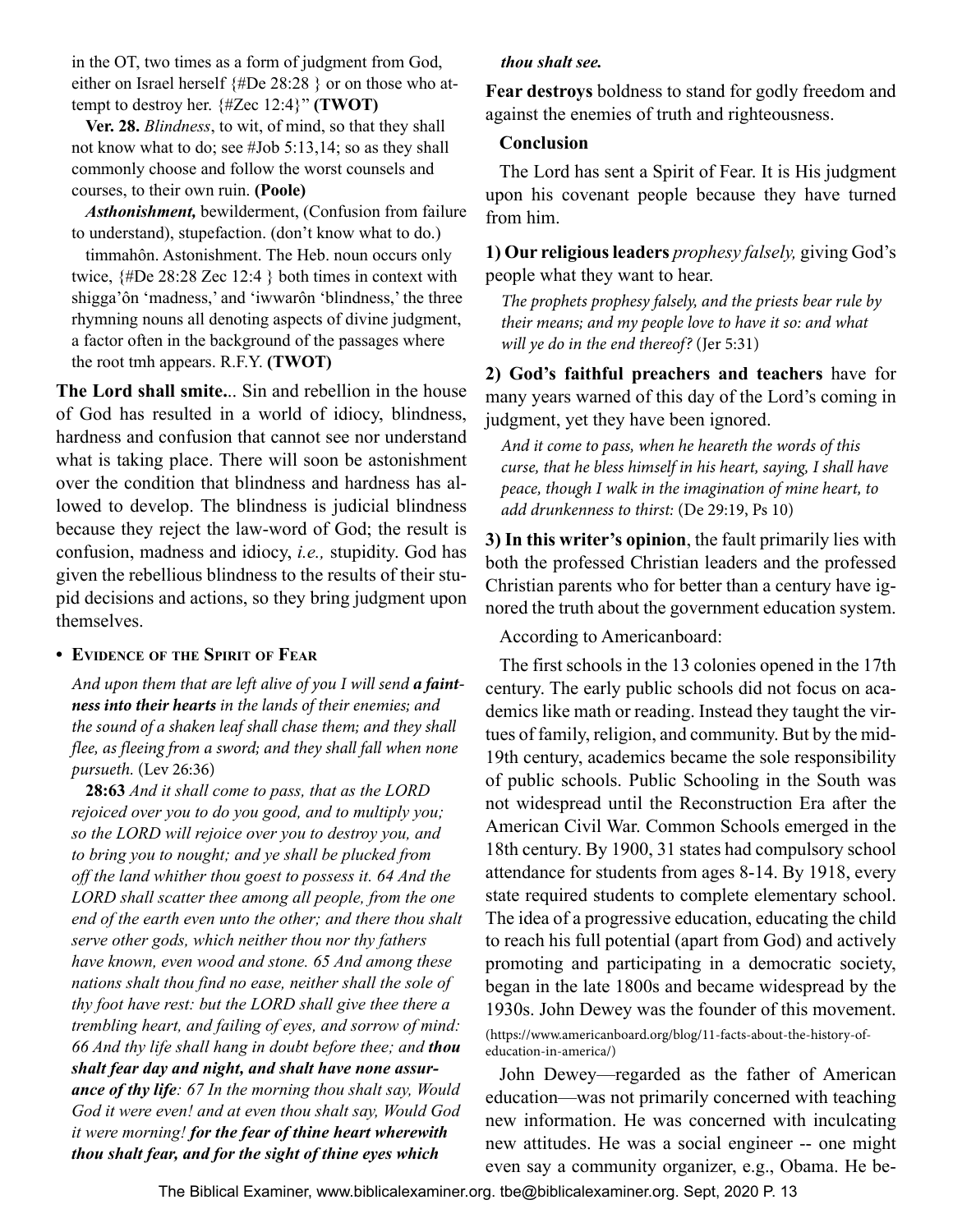in the OT, two times as a form of judgment from God, either on Israel herself {#De 28:28 } or on those who attempt to destroy her. {#Zec 12:4}" **(TWOT)**

**Ver. 28.** *Blindness*, to wit, of mind, so that they shall not know what to do; see #Job 5:13,14; so as they shall commonly choose and follow the worst counsels and courses, to their own ruin. **(Poole)**

***Asthonishment,*** bewilderment, (Confusion from failure to understand), stupefaction. (don't know what to do.)

timmahôn. Astonishment. The Heb. noun occurs only twice, {#De 28:28 Zec 12:4 } both times in context with shigga'ôn 'madness,' and 'iwwarôn 'blindness,' the three rhymning nouns all denoting aspects of divine judgment, a factor often in the background of the passages where the root tmh appears. R.F.Y. **(TWOT)**

**The Lord shall smite.**.. Sin and rebellion in the house of God has resulted in a world of idiocy, blindness, hardness and confusion that cannot see nor understand what is taking place. There will soon be astonishment over the condition that blindness and hardness has allowed to develop. The blindness is judicial blindness because they reject the law-word of God; the result is confusion, madness and idiocy, *i.e.,* stupidity. God has given the rebellious blindness to the results of their stupid decisions and actions, so they bring judgment upon themselves.

- **Evidence of the Spirit of Fear**

*And upon them that are left alive of you I will send* ***a faintness into their hearts*** *in the lands of their enemies; and the sound of a shaken leaf shall chase them; and they shall flee, as fleeing from a sword; and they shall fall when none pursueth.* (Lev 26:36)

**28:63** *And it shall come to pass, that as the LORD rejoiced over you to do you good, and to multiply you; so the LORD will rejoice over you to destroy you, and to bring you to nought; and ye shall be plucked from off the land whither thou goest to possess it. 64 And the LORD shall scatter thee among all people, from the one end of the earth even unto the other; and there thou shalt serve other gods, which neither thou nor thy fathers have known, even wood and stone. 65 And among these nations shalt thou find no ease, neither shall the sole of thy foot have rest: but the LORD shall give thee there a trembling heart, and failing of eyes, and sorrow of mind: 66 And thy life shall hang in doubt before thee; and* ***thou shalt fear day and night, and shalt have none assurance of thy life****: 67 In the morning thou shalt say, Would God it were even! and at even thou shalt say, Would God it were morning!* ***for the fear of thine heart wherewith thou shalt fear, and for the sight of thine eyes which thou shalt see.***

**Fear destroys** boldness to stand for godly freedom and against the enemies of truth and righteousness.

**Conclusion**

The Lord has sent a Spirit of Fear. It is His judgment upon his covenant people because they have turned from him.

**1) Our religious leaders** *prophesy falsely,* giving God's people what they want to hear.

*The prophets prophesy falsely, and the priests bear rule by their means; and my people love to have it so: and what will ye do in the end thereof?* (Jer 5:31)

**2) God's faithful preachers and teachers** have for many years warned of this day of the Lord's coming in judgment, yet they have been ignored.

*And it come to pass, when he heareth the words of this curse, that he bless himself in his heart, saying, I shall have peace, though I walk in the imagination of mine heart, to add drunkenness to thirst:* (De 29:19, Ps 10)

**3) In this writer's opinion**, the fault primarily lies with both the professed Christian leaders and the professed Christian parents who for better than a century have ignored the truth about the government education system.

According to Americanboard:

The first schools in the 13 colonies opened in the 17th century. The early public schools did not focus on academics like math or reading. Instead they taught the virtues of family, religion, and community. But by the mid-19th century, academics became the sole responsibility of public schools. Public Schooling in the South was not widespread until the Reconstruction Era after the American Civil War. Common Schools emerged in the 18th century. By 1900, 31 states had compulsory school attendance for students from ages 8-14. By 1918, every state required students to complete elementary school. The idea of a progressive education, educating the child to reach his full potential (apart from God) and actively promoting and participating in a democratic society, began in the late 1800s and became widespread by the 1930s. John Dewey was the founder of this movement. (https://www.americanboard.org/blog/11-facts-about-the-history-of-education-in-america/)

John Dewey—regarded as the father of American education—was not primarily concerned with teaching new information. He was concerned with inculcating new attitudes. He was a social engineer -- one might even say a community organizer, e.g., Obama. He be-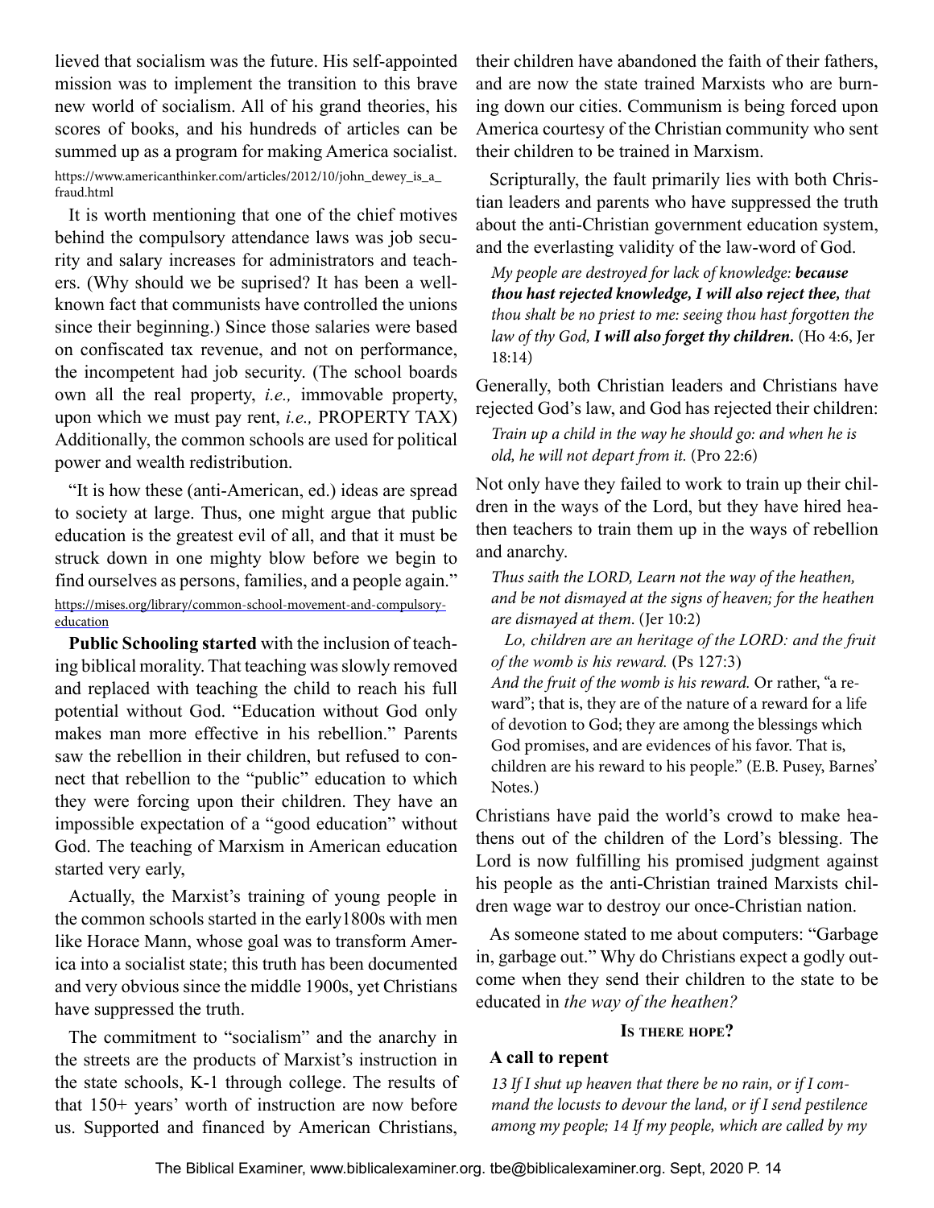lieved that socialism was the future. His self-appointed mission was to implement the transition to this brave new world of socialism. All of his grand theories, his scores of books, and his hundreds of articles can be summed up as a program for making America socialist. https://www.americanthinker.com/articles/2012/10/john_dewey_is_a_fraud.html

It is worth mentioning that one of the chief motives behind the compulsory attendance laws was job security and salary increases for administrators and teachers. (Why should we be suprised? It has been a well-known fact that communists have controlled the unions since their beginning.) Since those salaries were based on confiscated tax revenue, and not on performance, the incompetent had job security. (The school boards own all the real property, *i.e.,* immovable property, upon which we must pay rent, *i.e.,* PROPERTY TAX) Additionally, the common schools are used for political power and wealth redistribution.

"It is how these (anti-American, ed.) ideas are spread to society at large. Thus, one might argue that public education is the greatest evil of all, and that it must be struck down in one mighty blow before we begin to find ourselves as persons, families, and a people again." https://mises.org/library/common-school-movement-and-compulsory-education

**Public Schooling started** with the inclusion of teaching biblical morality. That teaching was slowly removed and replaced with teaching the child to reach his full potential without God. "Education without God only makes man more effective in his rebellion." Parents saw the rebellion in their children, but refused to connect that rebellion to the "public" education to which they were forcing upon their children. They have an impossible expectation of a "good education" without God. The teaching of Marxism in American education started very early,

Actually, the Marxist's training of young people in the common schools started in the early1800s with men like Horace Mann, whose goal was to transform America into a socialist state; this truth has been documented and very obvious since the middle 1900s, yet Christians have suppressed the truth.

The commitment to "socialism" and the anarchy in the streets are the products of Marxist's instruction in the state schools, K-1 through college. The results of that 150+ years' worth of instruction are now before us. Supported and financed by American Christians, their children have abandoned the faith of their fathers, and are now the state trained Marxists who are burning down our cities. Communism is being forced upon America courtesy of the Christian community who sent their children to be trained in Marxism.

Scripturally, the fault primarily lies with both Christian leaders and parents who have suppressed the truth about the anti-Christian government education system, and the everlasting validity of the law-word of God.

> *My people are destroyed for lack of knowledge:* ***because thou hast rejected knowledge, I will also reject thee,*** *that thou shalt be no priest to me: seeing thou hast forgotten the law of thy God,* ***I will also forget thy children.*** (Ho 4:6, Jer 18:14)

Generally, both Christian leaders and Christians have rejected God's law, and God has rejected their children:

> *Train up a child in the way he should go: and when he is old, he will not depart from it.* (Pro 22:6)

Not only have they failed to work to train up their children in the ways of the Lord, but they have hired heathen teachers to train them up in the ways of rebellion and anarchy.

> *Thus saith the LORD, Learn not the way of the heathen, and be not dismayed at the signs of heaven; for the heathen are dismayed at them.* (Jer 10:2)
>
> *Lo, children are an heritage of the LORD: and the fruit of the womb is his reward.* (Ps 127:3)
>
> *And the fruit of the womb is his reward.* Or rather, "a reward"; that is, they are of the nature of a reward for a life of devotion to God; they are among the blessings which God promises, and are evidences of his favor. That is, children are his reward to his people." (E.B. Pusey, Barnes' Notes.)

Christians have paid the world's crowd to make heathens out of the children of the Lord's blessing. The Lord is now fulfilling his promised judgment against his people as the anti-Christian trained Marxists children wage war to destroy our once-Christian nation.

As someone stated to me about computers: "Garbage in, garbage out." Why do Christians expect a godly outcome when they send their children to the state to be educated in *the way of the heathen?*

## Is there hope?

### A call to repent

> *13 If I shut up heaven that there be no rain, or if I command the locusts to devour the land, or if I send pestilence among my people; 14 If my people, which are called by my*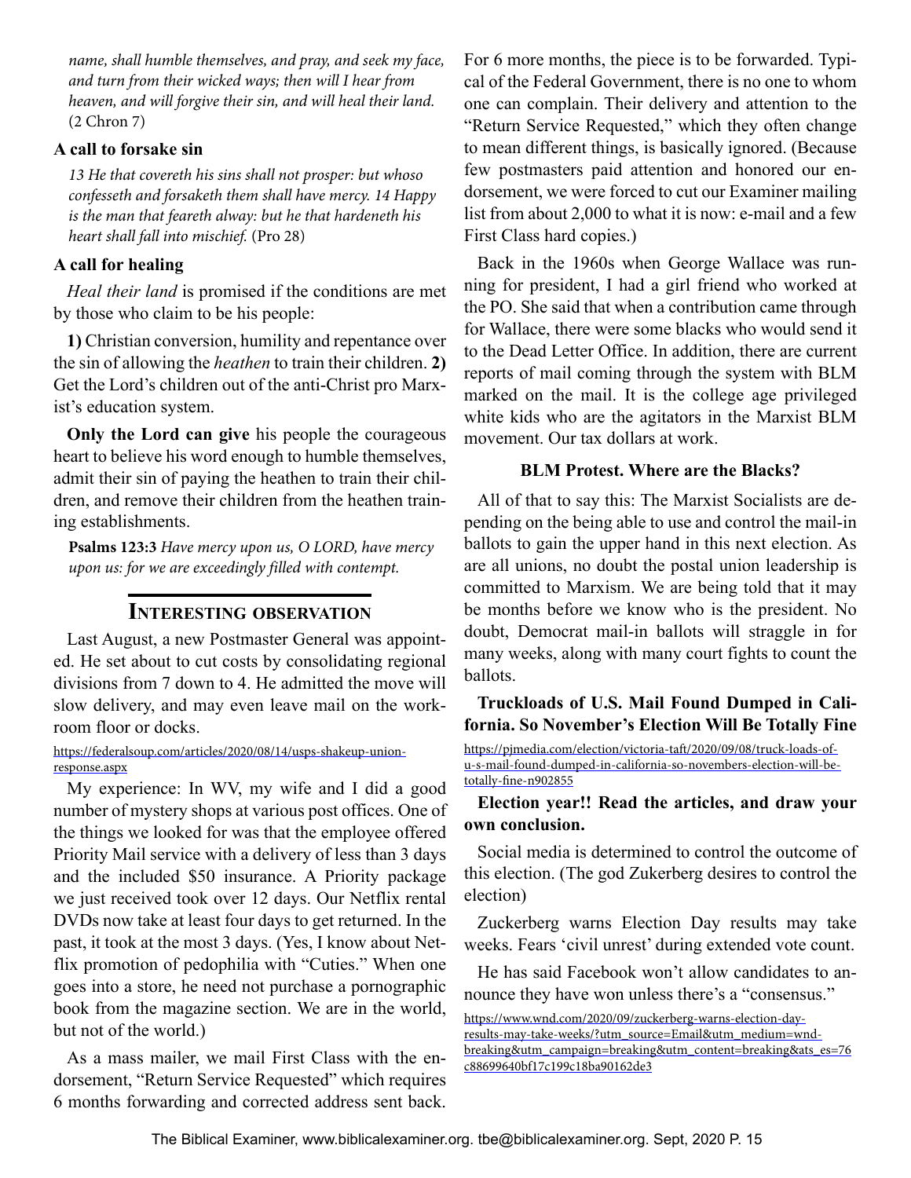*name, shall humble themselves, and pray, and seek my face, and turn from their wicked ways; then will I hear from heaven, and will forgive their sin, and will heal their land.* (2 Chron 7)

### A call to forsake sin

*13 He that covereth his sins shall not prosper: but whoso confesseth and forsaketh them shall have mercy. 14 Happy is the man that feareth alway: but he that hardeneth his heart shall fall into mischief.* (Pro 28)

### A call for healing

*Heal their land* is promised if the conditions are met by those who claim to be his people:

**1)** Christian conversion, humility and repentance over the sin of allowing the *heathen* to train their children. **2)** Get the Lord's children out of the anti-Christ pro Marxist's education system.

**Only the Lord can give** his people the courageous heart to believe his word enough to humble themselves, admit their sin of paying the heathen to train their children, and remove their children from the heathen training establishments.

**Psalms 123:3** *Have mercy upon us, O LORD, have mercy upon us: for we are exceedingly filled with contempt.*

## Interesting observation

Last August, a new Postmaster General was appointed. He set about to cut costs by consolidating regional divisions from 7 down to 4. He admitted the move will slow delivery, and may even leave mail on the workroom floor or docks.

https://federalsoup.com/articles/2020/08/14/usps-shakeup-union-response.aspx

My experience: In WV, my wife and I did a good number of mystery shops at various post offices. One of the things we looked for was that the employee offered Priority Mail service with a delivery of less than 3 days and the included $50 insurance. A Priority package we just received took over 12 days. Our Netflix rental DVDs now take at least four days to get returned. In the past, it took at the most 3 days. (Yes, I know about Netflix promotion of pedophilia with "Cuties." When one goes into a store, he need not purchase a pornographic book from the magazine section. We are in the world, but not of the world.)

As a mass mailer, we mail First Class with the endorsement, "Return Service Requested" which requires 6 months forwarding and corrected address sent back. For 6 more months, the piece is to be forwarded. Typical of the Federal Government, there is no one to whom one can complain. Their delivery and attention to the "Return Service Requested," which they often change to mean different things, is basically ignored. (Because few postmasters paid attention and honored our endorsement, we were forced to cut our Examiner mailing list from about 2,000 to what it is now: e-mail and a few First Class hard copies.)

Back in the 1960s when George Wallace was running for president, I had a girl friend who worked at the PO. She said that when a contribution came through for Wallace, there were some blacks who would send it to the Dead Letter Office. In addition, there are current reports of mail coming through the system with BLM marked on the mail. It is the college age privileged white kids who are the agitators in the Marxist BLM movement. Our tax dollars at work.

**BLM Protest. Where are the Blacks?**

All of that to say this: The Marxist Socialists are depending on the being able to use and control the mail-in ballots to gain the upper hand in this next election. As are all unions, no doubt the postal union leadership is committed to Marxism. We are being told that it may be months before we know who is the president. No doubt, Democrat mail-in ballots will straggle in for many weeks, along with many court fights to count the ballots.

**Truckloads of U.S. Mail Found Dumped in California. So November's Election Will Be Totally Fine**

https://pjmedia.com/election/victoria-taft/2020/09/08/truck-loads-of-u-s-mail-found-dumped-in-california-so-novembers-election-will-be-totally-fine-n902855

**Election year!! Read the articles, and draw your own conclusion.**

Social media is determined to control the outcome of this election. (The god Zukerberg desires to control the election)

Zuckerberg warns Election Day results may take weeks. Fears 'civil unrest' during extended vote count.

He has said Facebook won't allow candidates to announce they have won unless there's a "consensus."

https://www.wnd.com/2020/09/zuckerberg-warns-election-day-results-may-take-weeks/?utm_source=Email&utm_medium=wnd-breaking&utm_campaign=breaking&utm_content=breaking&ats_es=76c88699640bf17c199c18ba90162de3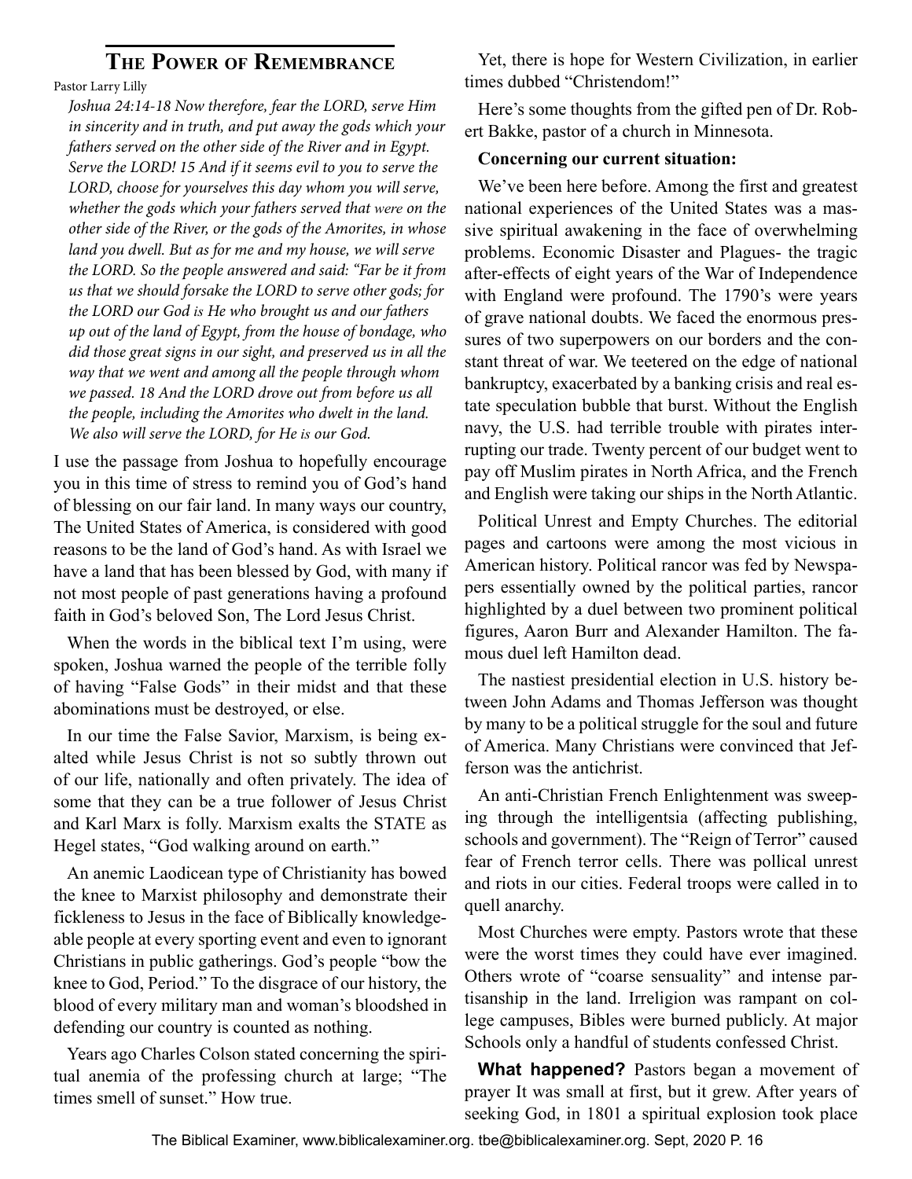## The Power of Remembrance

Pastor Larry Lilly

*Joshua 24:14-18 Now therefore, fear the LORD, serve Him in sincerity and in truth, and put away the gods which your fathers served on the other side of the River and in Egypt. Serve the LORD! 15 And if it seems evil to you to serve the LORD, choose for yourselves this day whom you will serve, whether the gods which your fathers served that were on the other side of the River, or the gods of the Amorites, in whose land you dwell. But as for me and my house, we will serve the LORD. So the people answered and said: "Far be it from us that we should forsake the LORD to serve other gods; for the LORD our God is He who brought us and our fathers up out of the land of Egypt, from the house of bondage, who did those great signs in our sight, and preserved us in all the way that we went and among all the people through whom we passed. 18 And the LORD drove out from before us all the people, including the Amorites who dwelt in the land. We also will serve the LORD, for He is our God.*

I use the passage from Joshua to hopefully encourage you in this time of stress to remind you of God's hand of blessing on our fair land. In many ways our country, The United States of America, is considered with good reasons to be the land of God's hand. As with Israel we have a land that has been blessed by God, with many if not most people of past generations having a profound faith in God's beloved Son, The Lord Jesus Christ.

When the words in the biblical text I'm using, were spoken, Joshua warned the people of the terrible folly of having "False Gods" in their midst and that these abominations must be destroyed, or else.

In our time the False Savior, Marxism, is being exalted while Jesus Christ is not so subtly thrown out of our life, nationally and often privately. The idea of some that they can be a true follower of Jesus Christ and Karl Marx is folly. Marxism exalts the STATE as Hegel states, "God walking around on earth."

An anemic Laodicean type of Christianity has bowed the knee to Marxist philosophy and demonstrate their fickleness to Jesus in the face of Biblically knowledgeable people at every sporting event and even to ignorant Christians in public gatherings. God's people "bow the knee to God, Period." To the disgrace of our history, the blood of every military man and woman's bloodshed in defending our country is counted as nothing.

Years ago Charles Colson stated concerning the spiritual anemia of the professing church at large; "The times smell of sunset." How true.

Yet, there is hope for Western Civilization, in earlier times dubbed "Christendom!"

Here's some thoughts from the gifted pen of Dr. Robert Bakke, pastor of a church in Minnesota.

**Concerning our current situation:**

We've been here before. Among the first and greatest national experiences of the United States was a massive spiritual awakening in the face of overwhelming problems. Economic Disaster and Plagues- the tragic after-effects of eight years of the War of Independence with England were profound. The 1790's were years of grave national doubts. We faced the enormous pressures of two superpowers on our borders and the constant threat of war. We teetered on the edge of national bankruptcy, exacerbated by a banking crisis and real estate speculation bubble that burst. Without the English navy, the U.S. had terrible trouble with pirates interrupting our trade. Twenty percent of our budget went to pay off Muslim pirates in North Africa, and the French and English were taking our ships in the North Atlantic.

Political Unrest and Empty Churches. The editorial pages and cartoons were among the most vicious in American history. Political rancor was fed by Newspapers essentially owned by the political parties, rancor highlighted by a duel between two prominent political figures, Aaron Burr and Alexander Hamilton. The famous duel left Hamilton dead.

The nastiest presidential election in U.S. history between John Adams and Thomas Jefferson was thought by many to be a political struggle for the soul and future of America. Many Christians were convinced that Jefferson was the antichrist.

An anti-Christian French Enlightenment was sweeping through the intelligentsia (affecting publishing, schools and government). The "Reign of Terror" caused fear of French terror cells. There was pollical unrest and riots in our cities. Federal troops were called in to quell anarchy.

Most Churches were empty. Pastors wrote that these were the worst times they could have ever imagined. Others wrote of "coarse sensuality" and intense partisanship in the land. Irreligion was rampant on college campuses, Bibles were burned publicly. At major Schools only a handful of students confessed Christ.

**What happened?** Pastors began a movement of prayer It was small at first, but it grew. After years of seeking God, in 1801 a spiritual explosion took place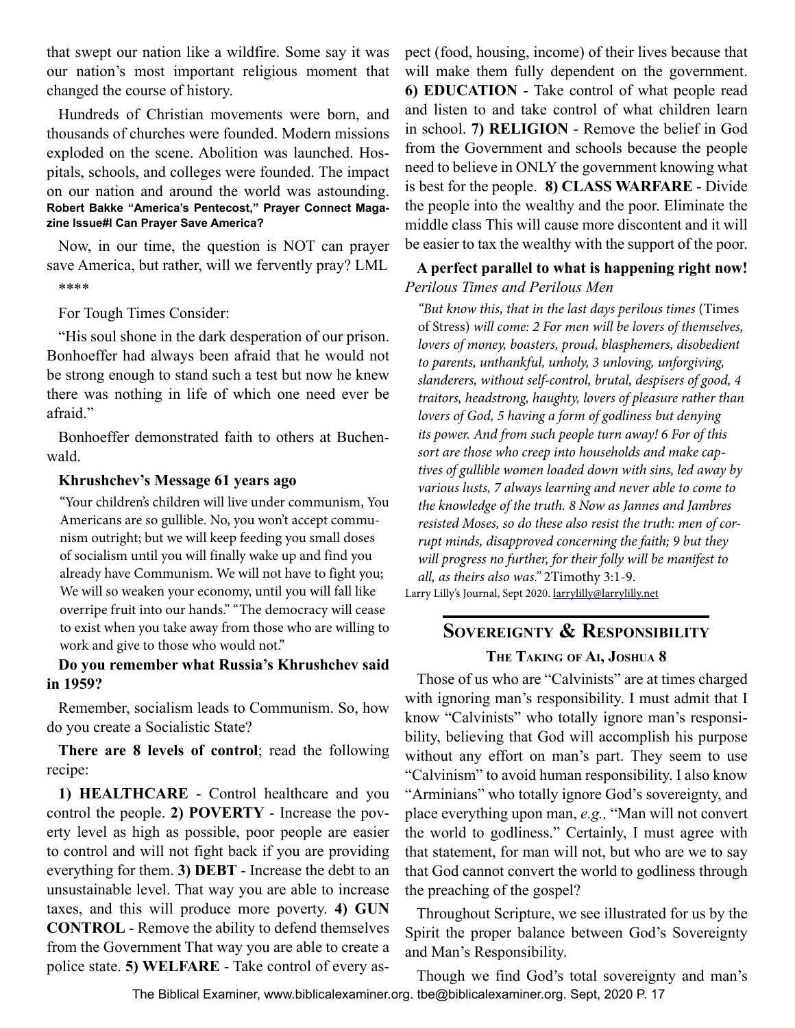that swept our nation like a wildfire. Some say it was our nation's most important religious moment that changed the course of history.

Hundreds of Christian movements were born, and thousands of churches were founded. Modern missions exploded on the scene. Abolition was launched. Hospitals, schools, and colleges were founded. The impact on our nation and around the world was astounding. **Robert Bakke "America's Pentecost," Prayer Connect Magazine Issue#l Can Prayer Save America?**

Now, in our time, the question is NOT can prayer save America, but rather, will we fervently pray? LML

****

For Tough Times Consider:

"His soul shone in the dark desperation of our prison. Bonhoeffer had always been afraid that he would not be strong enough to stand such a test but now he knew there was nothing in life of which one need ever be afraid."

Bonhoeffer demonstrated faith to others at Buchenwald.

**Khrushchev's Message 61 years ago**

"Your children's children will live under communism, You Americans are so gullible. No, you won't accept communism outright; but we will keep feeding you small doses of socialism until you will finally wake up and find you already have Communism. We will not have to fight you; We will so weaken your economy, until you will fall like overripe fruit into our hands." "The democracy will cease to exist when you take away from those who are willing to work and give to those who would not."

**Do you remember what Russia's Khrushchev said in 1959?**

Remember, socialism leads to Communism. So, how do you create a Socialistic State?

**There are 8 levels of control**; read the following recipe:

**1) HEALTHCARE** - Control healthcare and you control the people. **2) POVERTY** - Increase the poverty level as high as possible, poor people are easier to control and will not fight back if you are providing everything for them. **3) DEBT** - Increase the debt to an unsustainable level. That way you are able to increase taxes, and this will produce more poverty. **4) GUN CONTROL** - Remove the ability to defend themselves from the Government That way you are able to create a police state. **5) WELFARE** - Take control of every aspect (food, housing, income) of their lives because that will make them fully dependent on the government. **6) EDUCATION** - Take control of what people read and listen to and take control of what children learn in school. **7) RELIGION** - Remove the belief in God from the Government and schools because the people need to believe in ONLY the government knowing what is best for the people. **8) CLASS WARFARE** - Divide the people into the wealthy and the poor. Eliminate the middle class This will cause more discontent and it will be easier to tax the wealthy with the support of the poor.

**A perfect parallel to what is happening right now!**

*Perilous Times and Perilous Men*

*"But know this, that in the last days perilous times* (Times of Stress) *will come: 2 For men will be lovers of themselves, lovers of money, boasters, proud, blasphemers, disobedient to parents, unthankful, unholy, 3 unloving, unforgiving, slanderers, without self-control, brutal, despisers of good, 4 traitors, headstrong, haughty, lovers of pleasure rather than lovers of God, 5 having a form of godliness but denying its power. And from such people turn away! 6 For of this sort are those who creep into households and make captives of gullible women loaded down with sins, led away by various lusts, 7 always learning and never able to come to the knowledge of the truth. 8 Now as Jannes and Jambres resisted Moses, so do these also resist the truth: men of corrupt minds, disapproved concerning the faith; 9 but they will progress no further, for their folly will be manifest to all, as theirs also was."* 2Timothy 3:1-9.

Larry Lilly's Journal, Sept 2020. larrylilly@larrylilly.net

## Sovereignty & Responsibility

### The Taking of Ai, Joshua 8

Those of us who are "Calvinists" are at times charged with ignoring man's responsibility. I must admit that I know "Calvinists" who totally ignore man's responsibility, believing that God will accomplish his purpose without any effort on man's part. They seem to use "Calvinism" to avoid human responsibility. I also know "Arminians" who totally ignore God's sovereignty, and place everything upon man, *e.g.,* "Man will not convert the world to godliness." Certainly, I must agree with that statement, for man will not, but who are we to say that God cannot convert the world to godliness through the preaching of the gospel?

Throughout Scripture, we see illustrated for us by the Spirit the proper balance between God's Sovereignty and Man's Responsibility.

Though we find God's total sovereignty and man's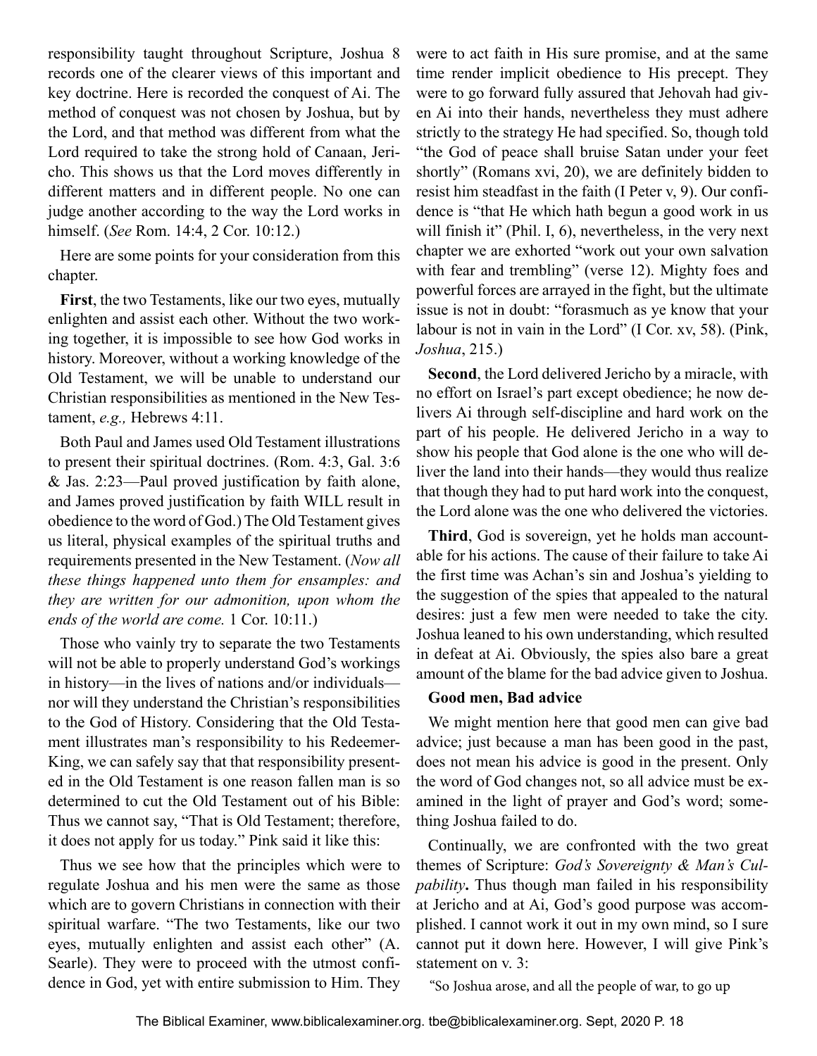responsibility taught throughout Scripture, Joshua 8 records one of the clearer views of this important and key doctrine. Here is recorded the conquest of Ai. The method of conquest was not chosen by Joshua, but by the Lord, and that method was different from what the Lord required to take the strong hold of Canaan, Jericho. This shows us that the Lord moves differently in different matters and in different people. No one can judge another according to the way the Lord works in himself. (*See* Rom. 14:4, 2 Cor. 10:12.)

Here are some points for your consideration from this chapter.

**First**, the two Testaments, like our two eyes, mutually enlighten and assist each other. Without the two working together, it is impossible to see how God works in history. Moreover, without a working knowledge of the Old Testament, we will be unable to understand our Christian responsibilities as mentioned in the New Testament, *e.g.,* Hebrews 4:11.

Both Paul and James used Old Testament illustrations to present their spiritual doctrines. (Rom. 4:3, Gal. 3:6 & Jas. 2:23—Paul proved justification by faith alone, and James proved justification by faith WILL result in obedience to the word of God.) The Old Testament gives us literal, physical examples of the spiritual truths and requirements presented in the New Testament. (*Now all these things happened unto them for ensamples: and they are written for our admonition, upon whom the ends of the world are come.* 1 Cor. 10:11.)

Those who vainly try to separate the two Testaments will not be able to properly understand God's workings in history—in the lives of nations and/or individuals—nor will they understand the Christian's responsibilities to the God of History. Considering that the Old Testament illustrates man's responsibility to his Redeemer-King, we can safely say that that responsibility presented in the Old Testament is one reason fallen man is so determined to cut the Old Testament out of his Bible: Thus we cannot say, "That is Old Testament; therefore, it does not apply for us today." Pink said it like this:

Thus we see how that the principles which were to regulate Joshua and his men were the same as those which are to govern Christians in connection with their spiritual warfare. "The two Testaments, like our two eyes, mutually enlighten and assist each other" (A. Searle). They were to proceed with the utmost confidence in God, yet with entire submission to Him. They were to act faith in His sure promise, and at the same time render implicit obedience to His precept. They were to go forward fully assured that Jehovah had given Ai into their hands, nevertheless they must adhere strictly to the strategy He had specified. So, though told "the God of peace shall bruise Satan under your feet shortly" (Romans xvi, 20), we are definitely bidden to resist him steadfast in the faith (I Peter v, 9). Our confidence is "that He which hath begun a good work in us will finish it" (Phil. I, 6), nevertheless, in the very next chapter we are exhorted "work out your own salvation with fear and trembling" (verse 12). Mighty foes and powerful forces are arrayed in the fight, but the ultimate issue is not in doubt: "forasmuch as ye know that your labour is not in vain in the Lord" (I Cor. xv, 58). (Pink, *Joshua*, 215.)

**Second**, the Lord delivered Jericho by a miracle, with no effort on Israel's part except obedience; he now delivers Ai through self-discipline and hard work on the part of his people. He delivered Jericho in a way to show his people that God alone is the one who will deliver the land into their hands—they would thus realize that though they had to put hard work into the conquest, the Lord alone was the one who delivered the victories.

**Third**, God is sovereign, yet he holds man accountable for his actions. The cause of their failure to take Ai the first time was Achan's sin and Joshua's yielding to the suggestion of the spies that appealed to the natural desires: just a few men were needed to take the city. Joshua leaned to his own understanding, which resulted in defeat at Ai. Obviously, the spies also bare a great amount of the blame for the bad advice given to Joshua.

**Good men, Bad advice**

We might mention here that good men can give bad advice; just because a man has been good in the past, does not mean his advice is good in the present. Only the word of God changes not, so all advice must be examined in the light of prayer and God's word; something Joshua failed to do.

Continually, we are confronted with the two great themes of Scripture: *God's Sovereignty & Man's Culpability*. Thus though man failed in his responsibility at Jericho and at Ai, God's good purpose was accomplished. I cannot work it out in my own mind, so I sure cannot put it down here. However, I will give Pink's statement on v. 3:

"So Joshua arose, and all the people of war, to go up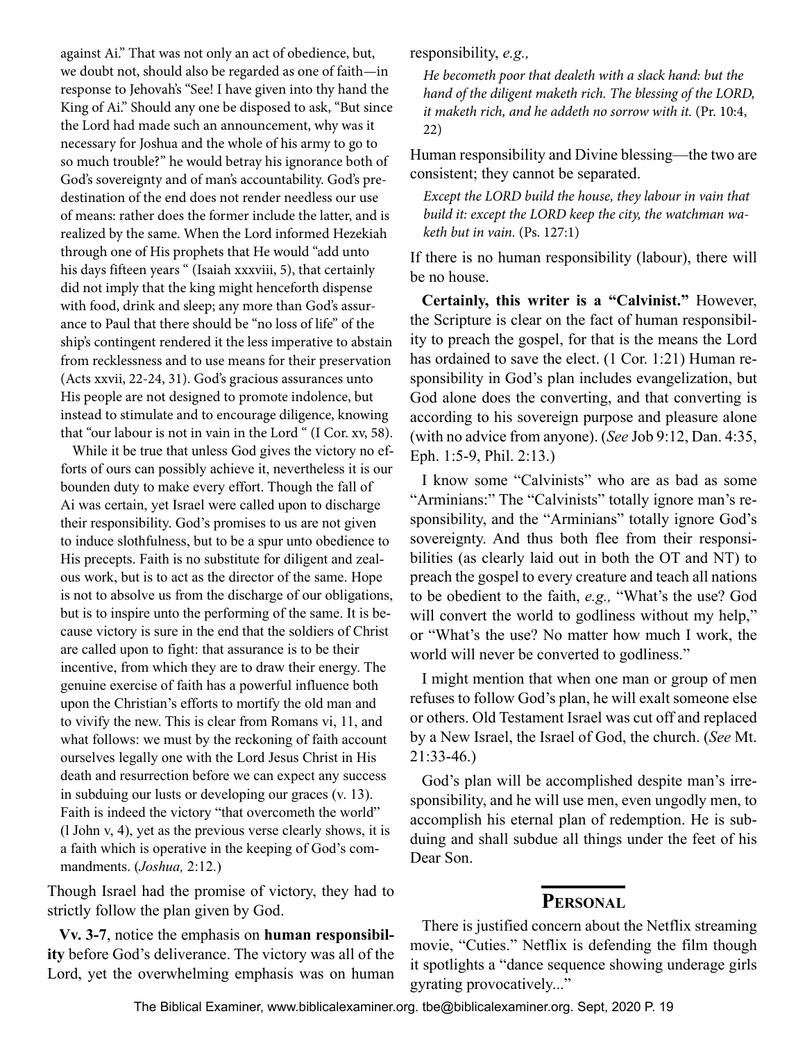against Ai." That was not only an act of obedience, but, we doubt not, should also be regarded as one of faith—in response to Jehovah's "See! I have given into thy hand the King of Ai." Should any one be disposed to ask, "But since the Lord had made such an announcement, why was it necessary for Joshua and the whole of his army to go to so much trouble?" he would betray his ignorance both of God's sovereignty and of man's accountability. God's predestination of the end does not render needless our use of means: rather does the former include the latter, and is realized by the same. When the Lord informed Hezekiah through one of His prophets that He would "add unto his days fifteen years " (Isaiah xxxviii, 5), that certainly did not imply that the king might henceforth dispense with food, drink and sleep; any more than God's assurance to Paul that there should be "no loss of life" of the ship's contingent rendered it the less imperative to abstain from recklessness and to use means for their preservation (Acts xxvii, 22-24, 31). God's gracious assurances unto His people are not designed to promote indolence, but instead to stimulate and to encourage diligence, knowing that "our labour is not in vain in the Lord " (I Cor. xv, 58).

While it be true that unless God gives the victory no efforts of ours can possibly achieve it, nevertheless it is our bounden duty to make every effort. Though the fall of Ai was certain, yet Israel were called upon to discharge their responsibility. God's promises to us are not given to induce slothfulness, but to be a spur unto obedience to His precepts. Faith is no substitute for diligent and zealous work, but is to act as the director of the same. Hope is not to absolve us from the discharge of our obligations, but is to inspire unto the performing of the same. It is because victory is sure in the end that the soldiers of Christ are called upon to fight: that assurance is to be their incentive, from which they are to draw their energy. The genuine exercise of faith has a powerful influence both upon the Christian's efforts to mortify the old man and to vivify the new. This is clear from Romans vi, 11, and what follows: we must by the reckoning of faith account ourselves legally one with the Lord Jesus Christ in His death and resurrection before we can expect any success in subduing our lusts or developing our graces (v. 13). Faith is indeed the victory "that overcometh the world" (l John v, 4), yet as the previous verse clearly shows, it is a faith which is operative in the keeping of God's commandments. (*Joshua,* 2:12.)

Though Israel had the promise of victory, they had to strictly follow the plan given by God.

**Vv. 3-7**, notice the emphasis on **human responsibility** before God's deliverance. The victory was all of the Lord, yet the overwhelming emphasis was on human responsibility, *e.g.,*

> *He becometh poor that dealeth with a slack hand: but the hand of the diligent maketh rich. The blessing of the LORD, it maketh rich, and he addeth no sorrow with it.* (Pr. 10:4, 22)

Human responsibility and Divine blessing—the two are consistent; they cannot be separated.

> *Except the LORD build the house, they labour in vain that build it: except the LORD keep the city, the watchman waketh but in vain.* (Ps. 127:1)

If there is no human responsibility (labour), there will be no house.

**Certainly, this writer is a "Calvinist."** However, the Scripture is clear on the fact of human responsibility to preach the gospel, for that is the means the Lord has ordained to save the elect. (1 Cor. 1:21) Human responsibility in God's plan includes evangelization, but God alone does the converting, and that converting is according to his sovereign purpose and pleasure alone (with no advice from anyone). (*See* Job 9:12, Dan. 4:35, Eph. 1:5-9, Phil. 2:13.)

I know some "Calvinists" who are as bad as some "Arminians:" The "Calvinists" totally ignore man's responsibility, and the "Arminians" totally ignore God's sovereignty. And thus both flee from their responsibilities (as clearly laid out in both the OT and NT) to preach the gospel to every creature and teach all nations to be obedient to the faith, *e.g.,* "What's the use? God will convert the world to godliness without my help," or "What's the use? No matter how much I work, the world will never be converted to godliness."

I might mention that when one man or group of men refuses to follow God's plan, he will exalt someone else or others. Old Testament Israel was cut off and replaced by a New Israel, the Israel of God, the church. (*See* Mt. 21:33-46.)

God's plan will be accomplished despite man's irresponsibility, and he will use men, even ungodly men, to accomplish his eternal plan of redemption. He is subduing and shall subdue all things under the feet of his Dear Son.

## Personal

There is justified concern about the Netflix streaming movie, "Cuties." Netflix is defending the film though it spotlights a "dance sequence showing underage girls gyrating provocatively..."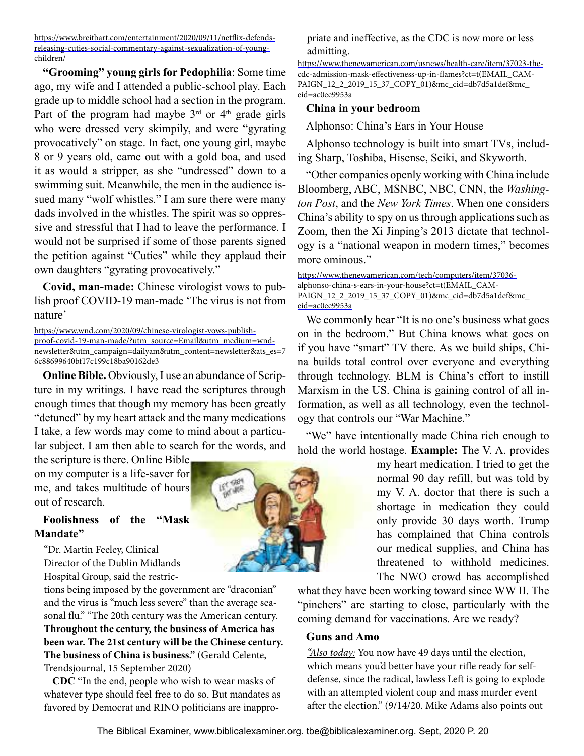https://www.breitbart.com/entertainment/2020/09/11/netflix-defends-releasing-cuties-social-commentary-against-sexualization-of-young-children/

**"Grooming" young girls for Pedophilia**: Some time ago, my wife and I attended a public-school play. Each grade up to middle school had a section in the program. Part of the program had maybe 3rd or 4th grade girls who were dressed very skimpily, and were "gyrating provocatively" on stage. In fact, one young girl, maybe 8 or 9 years old, came out with a gold boa, and used it as would a stripper, as she "undressed" down to a swimming suit. Meanwhile, the men in the audience issued many "wolf whistles." I am sure there were many dads involved in the whistles. The spirit was so oppressive and stressful that I had to leave the performance. I would not be surprised if some of those parents signed the petition against "Cuties" while they applaud their own daughters "gyrating provocatively."

**Covid, man-made:** Chinese virologist vows to publish proof COVID-19 man-made 'The virus is not from nature'

https://www.wnd.com/2020/09/chinese-virologist-vows-publish-proof-covid-19-man-made/?utm_source=Email&utm_medium=wnd-newsletter&utm_campaign=dailyam&utm_content=newsletter&ats_es=76c88699640bf17c199c18ba90162de3

**Online Bible.** Obviously, I use an abundance of Scripture in my writings. I have read the scriptures through enough times that though my memory has been greatly "detuned" by my heart attack and the many medications I take, a few words may come to mind about a particular subject. I am then able to search for the words, and the scripture is there. Online Bible on my computer is a life-saver for me, and takes multitude of hours out of research.

**Foolishness of the "Mask Mandate"**

"Dr. Martin Feeley, Clinical Director of the Dublin Midlands Hospital Group, said the restrictions being imposed by the government are "draconian" and the virus is "much less severe" than the average seasonal flu." "The 20th century was the American century. **Throughout the century, the business of America has been war. The 21st century will be the Chinese century. The business of China is business."** (Gerald Celente, Trendsjournal, 15 September 2020)

**CDC** "In the end, people who wish to wear masks of whatever type should feel free to do so. But mandates as favored by Democrat and RINO politicians are inappropriate and ineffective, as the CDC is now more or less admitting.

https://www.thenewamerican.com/usnews/health-care/item/37023-the-cdc-admission-mask-effectiveness-up-in-flames?ct=t(EMAIL_CAMPAIGN_12_2_2019_15_37_COPY_01)&mc_cid=db7d5a1def&mc_eid=ac0ee9953a

**China in your bedroom**

Alphonso: China's Ears in Your House

Alphonso technology is built into smart TVs, including Sharp, Toshiba, Hisense, Seiki, and Skyworth.

"Other companies openly working with China include Bloomberg, ABC, MSNBC, NBC, CNN, the *Washington Post*, and the *New York Times*. When one considers China's ability to spy on us through applications such as Zoom, then the Xi Jinping's 2013 dictate that technology is a "national weapon in modern times," becomes more ominous."

https://www.thenewamerican.com/tech/computers/item/37036-alphonso-china-s-ears-in-your-house?ct=t(EMAIL_CAMPAIGN_12_2_2019_15_37_COPY_01)&mc_cid=db7d5a1def&mc_eid=ac0ee9953a

We commonly hear "It is no one's business what goes on in the bedroom." But China knows what goes on if you have "smart" TV there. As we build ships, China builds total control over everyone and everything through technology. BLM is China's effort to instill Marxism in the US. China is gaining control of all information, as well as all technology, even the technology that controls our "War Machine."

"We" have intentionally made China rich enough to hold the world hostage. **Example:** The V. A. provides my heart medication. I tried to get the normal 90 day refill, but was told by my V. A. doctor that there is such a shortage in medication they could only provide 30 days worth. Trump has complained that China controls our medical supplies, and China has threatened to withhold medicines. The NWO crowd has accomplished what they have been working toward since WW II. The "pinchers" are starting to close, particularly with the coming demand for vaccinations. Are we ready?

**Guns and Amo**

*"Also today:* You now have 49 days until the election, which means you'd better have your rifle ready for self-defense, since the radical, lawless Left is going to explode with an attempted violent coup and mass murder event after the election." (9/14/20. Mike Adams also points out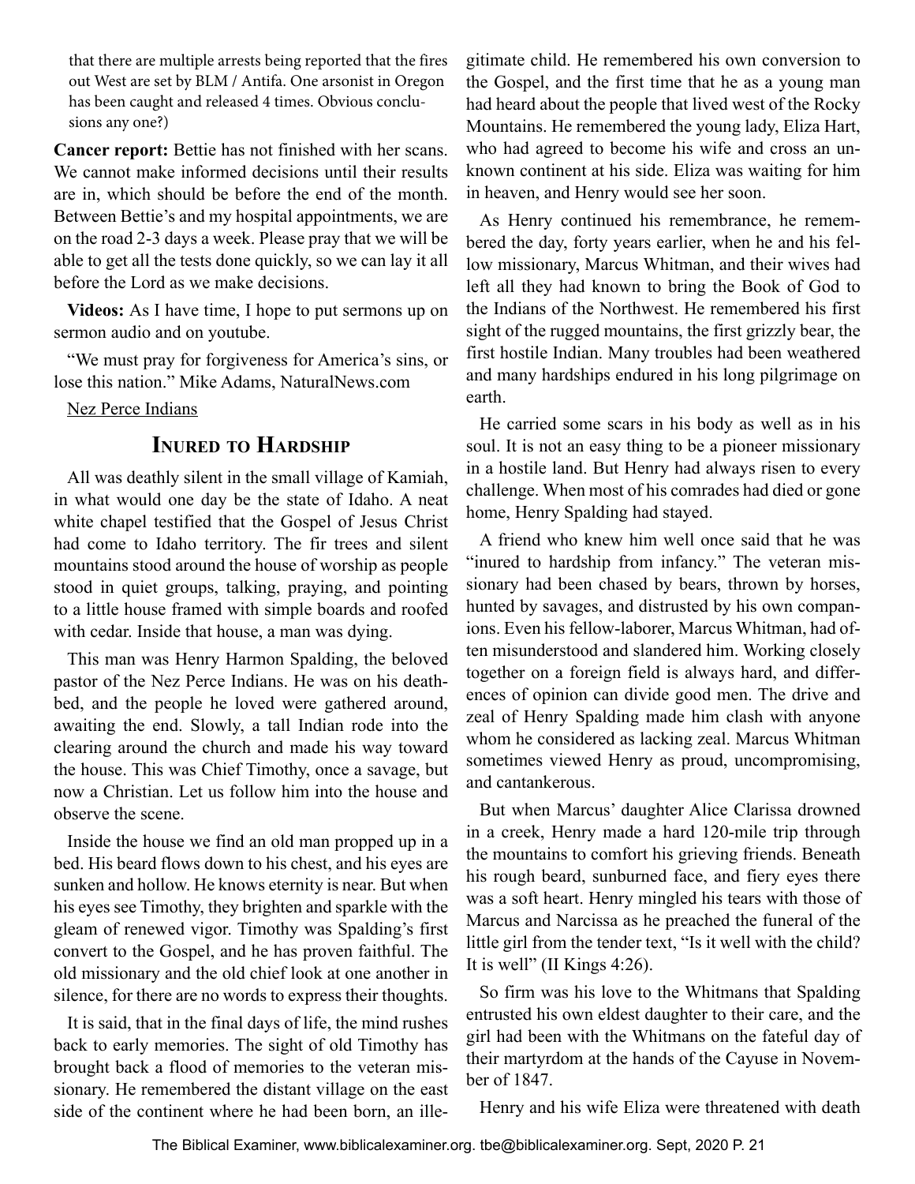that there are multiple arrests being reported that the fires out West are set by BLM / Antifa. One arsonist in Oregon has been caught and released 4 times. Obvious conclusions any one?)

**Cancer report:** Bettie has not finished with her scans. We cannot make informed decisions until their results are in, which should be before the end of the month. Between Bettie's and my hospital appointments, we are on the road 2-3 days a week. Please pray that we will be able to get all the tests done quickly, so we can lay it all before the Lord as we make decisions.

**Videos:** As I have time, I hope to put sermons up on sermon audio and on youtube.

"We must pray for forgiveness for America's sins, or lose this nation." Mike Adams, NaturalNews.com

Nez Perce Indians

## Inured to Hardship

All was deathly silent in the small village of Kamiah, in what would one day be the state of Idaho. A neat white chapel testified that the Gospel of Jesus Christ had come to Idaho territory. The fir trees and silent mountains stood around the house of worship as people stood in quiet groups, talking, praying, and pointing to a little house framed with simple boards and roofed with cedar. Inside that house, a man was dying.

This man was Henry Harmon Spalding, the beloved pastor of the Nez Perce Indians. He was on his deathbed, and the people he loved were gathered around, awaiting the end. Slowly, a tall Indian rode into the clearing around the church and made his way toward the house. This was Chief Timothy, once a savage, but now a Christian. Let us follow him into the house and observe the scene.

Inside the house we find an old man propped up in a bed. His beard flows down to his chest, and his eyes are sunken and hollow. He knows eternity is near. But when his eyes see Timothy, they brighten and sparkle with the gleam of renewed vigor. Timothy was Spalding's first convert to the Gospel, and he has proven faithful. The old missionary and the old chief look at one another in silence, for there are no words to express their thoughts.

It is said, that in the final days of life, the mind rushes back to early memories. The sight of old Timothy has brought back a flood of memories to the veteran missionary. He remembered the distant village on the east side of the continent where he had been born, an illegitimate child. He remembered his own conversion to the Gospel, and the first time that he as a young man had heard about the people that lived west of the Rocky Mountains. He remembered the young lady, Eliza Hart, who had agreed to become his wife and cross an unknown continent at his side. Eliza was waiting for him in heaven, and Henry would see her soon.

As Henry continued his remembrance, he remembered the day, forty years earlier, when he and his fellow missionary, Marcus Whitman, and their wives had left all they had known to bring the Book of God to the Indians of the Northwest. He remembered his first sight of the rugged mountains, the first grizzly bear, the first hostile Indian. Many troubles had been weathered and many hardships endured in his long pilgrimage on earth.

He carried some scars in his body as well as in his soul. It is not an easy thing to be a pioneer missionary in a hostile land. But Henry had always risen to every challenge. When most of his comrades had died or gone home, Henry Spalding had stayed.

A friend who knew him well once said that he was "inured to hardship from infancy." The veteran missionary had been chased by bears, thrown by horses, hunted by savages, and distrusted by his own companions. Even his fellow-laborer, Marcus Whitman, had often misunderstood and slandered him. Working closely together on a foreign field is always hard, and differences of opinion can divide good men. The drive and zeal of Henry Spalding made him clash with anyone whom he considered as lacking zeal. Marcus Whitman sometimes viewed Henry as proud, uncompromising, and cantankerous.

But when Marcus' daughter Alice Clarissa drowned in a creek, Henry made a hard 120-mile trip through the mountains to comfort his grieving friends. Beneath his rough beard, sunburned face, and fiery eyes there was a soft heart. Henry mingled his tears with those of Marcus and Narcissa as he preached the funeral of the little girl from the tender text, "Is it well with the child? It is well" (II Kings 4:26).

So firm was his love to the Whitmans that Spalding entrusted his own eldest daughter to their care, and the girl had been with the Whitmans on the fateful day of their martyrdom at the hands of the Cayuse in November of 1847.

Henry and his wife Eliza were threatened with death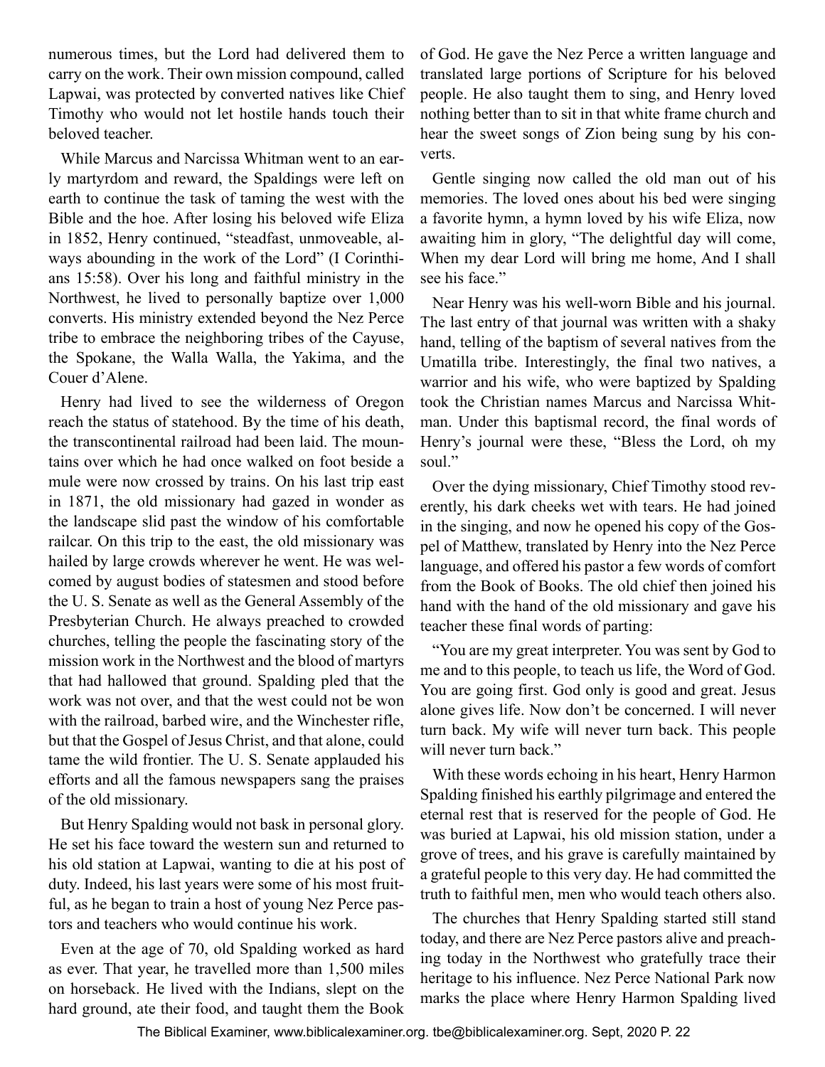numerous times, but the Lord had delivered them to carry on the work. Their own mission compound, called Lapwai, was protected by converted natives like Chief Timothy who would not let hostile hands touch their beloved teacher.

While Marcus and Narcissa Whitman went to an early martyrdom and reward, the Spaldings were left on earth to continue the task of taming the west with the Bible and the hoe. After losing his beloved wife Eliza in 1852, Henry continued, "steadfast, unmoveable, always abounding in the work of the Lord" (I Corinthians 15:58). Over his long and faithful ministry in the Northwest, he lived to personally baptize over 1,000 converts. His ministry extended beyond the Nez Perce tribe to embrace the neighboring tribes of the Cayuse, the Spokane, the Walla Walla, the Yakima, and the Couer d'Alene.

Henry had lived to see the wilderness of Oregon reach the status of statehood. By the time of his death, the transcontinental railroad had been laid. The mountains over which he had once walked on foot beside a mule were now crossed by trains. On his last trip east in 1871, the old missionary had gazed in wonder as the landscape slid past the window of his comfortable railcar. On this trip to the east, the old missionary was hailed by large crowds wherever he went. He was welcomed by august bodies of statesmen and stood before the U. S. Senate as well as the General Assembly of the Presbyterian Church. He always preached to crowded churches, telling the people the fascinating story of the mission work in the Northwest and the blood of martyrs that had hallowed that ground. Spalding pled that the work was not over, and that the west could not be won with the railroad, barbed wire, and the Winchester rifle, but that the Gospel of Jesus Christ, and that alone, could tame the wild frontier. The U. S. Senate applauded his efforts and all the famous newspapers sang the praises of the old missionary.

But Henry Spalding would not bask in personal glory. He set his face toward the western sun and returned to his old station at Lapwai, wanting to die at his post of duty. Indeed, his last years were some of his most fruitful, as he began to train a host of young Nez Perce pastors and teachers who would continue his work.

Even at the age of 70, old Spalding worked as hard as ever. That year, he travelled more than 1,500 miles on horseback. He lived with the Indians, slept on the hard ground, ate their food, and taught them the Book of God. He gave the Nez Perce a written language and translated large portions of Scripture for his beloved people. He also taught them to sing, and Henry loved nothing better than to sit in that white frame church and hear the sweet songs of Zion being sung by his converts.

Gentle singing now called the old man out of his memories. The loved ones about his bed were singing a favorite hymn, a hymn loved by his wife Eliza, now awaiting him in glory, "The delightful day will come, When my dear Lord will bring me home, And I shall see his face."

Near Henry was his well-worn Bible and his journal. The last entry of that journal was written with a shaky hand, telling of the baptism of several natives from the Umatilla tribe. Interestingly, the final two natives, a warrior and his wife, who were baptized by Spalding took the Christian names Marcus and Narcissa Whitman. Under this baptismal record, the final words of Henry's journal were these, "Bless the Lord, oh my soul."

Over the dying missionary, Chief Timothy stood reverently, his dark cheeks wet with tears. He had joined in the singing, and now he opened his copy of the Gospel of Matthew, translated by Henry into the Nez Perce language, and offered his pastor a few words of comfort from the Book of Books. The old chief then joined his hand with the hand of the old missionary and gave his teacher these final words of parting:

"You are my great interpreter. You was sent by God to me and to this people, to teach us life, the Word of God. You are going first. God only is good and great. Jesus alone gives life. Now don't be concerned. I will never turn back. My wife will never turn back. This people will never turn back."

With these words echoing in his heart, Henry Harmon Spalding finished his earthly pilgrimage and entered the eternal rest that is reserved for the people of God. He was buried at Lapwai, his old mission station, under a grove of trees, and his grave is carefully maintained by a grateful people to this very day. He had committed the truth to faithful men, men who would teach others also.

The churches that Henry Spalding started still stand today, and there are Nez Perce pastors alive and preaching today in the Northwest who gratefully trace their heritage to his influence. Nez Perce National Park now marks the place where Henry Harmon Spalding lived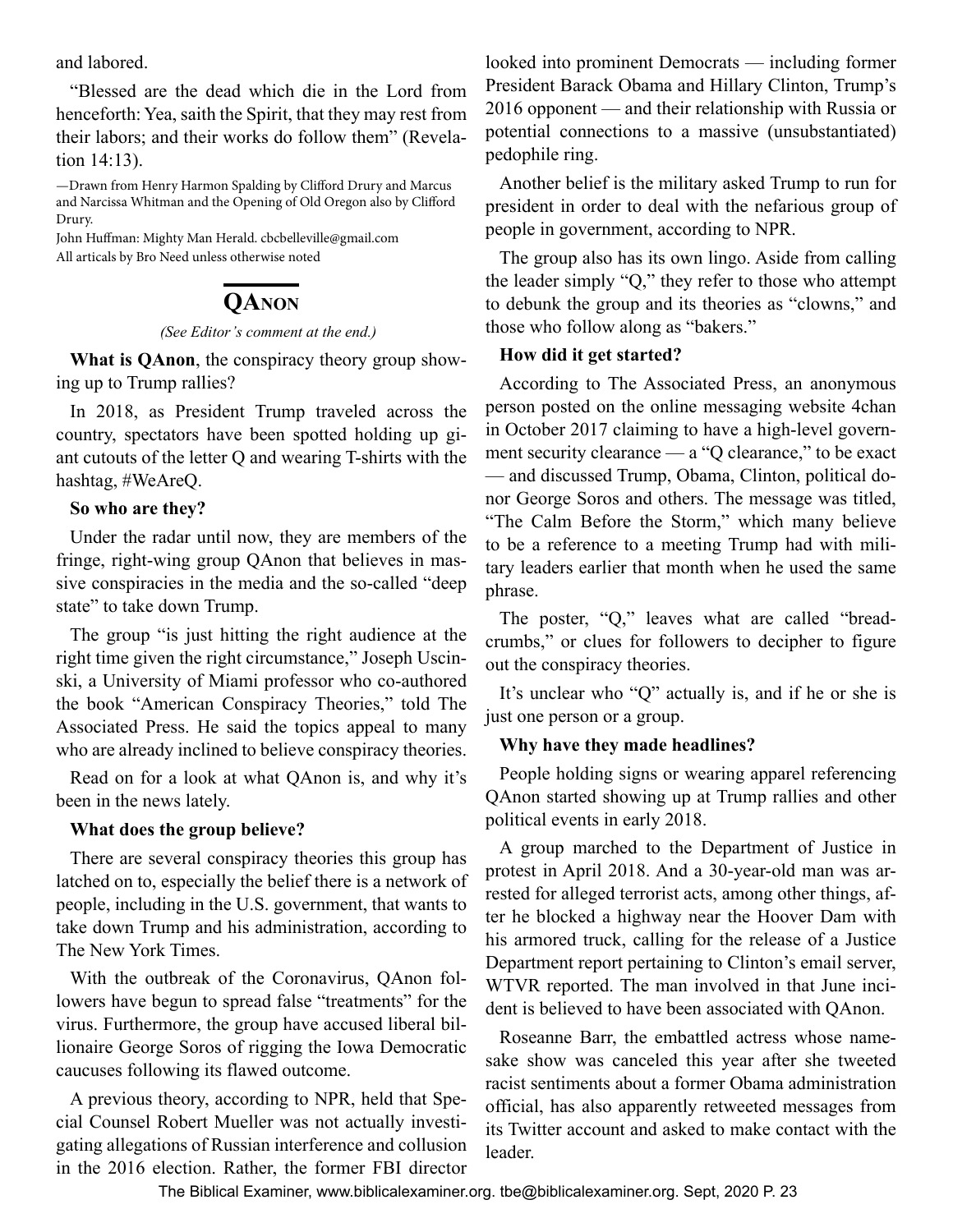and labored.

"Blessed are the dead which die in the Lord from henceforth: Yea, saith the Spirit, that they may rest from their labors; and their works do follow them" (Revelation 14:13).

—Drawn from Henry Harmon Spalding by Clifford Drury and Marcus and Narcissa Whitman and the Opening of Old Oregon also by Clifford Drury.

John Huffman: Mighty Man Herald. cbcbelleville@gmail.com

All articals by Bro Need unless otherwise noted

## QAnon

*(See Editor's comment at the end.)*

**What is QAnon**, the conspiracy theory group showing up to Trump rallies?

In 2018, as President Trump traveled across the country, spectators have been spotted holding up giant cutouts of the letter Q and wearing T-shirts with the hashtag, #WeAreQ.

**So who are they?**

Under the radar until now, they are members of the fringe, right-wing group QAnon that believes in massive conspiracies in the media and the so-called "deep state" to take down Trump.

The group "is just hitting the right audience at the right time given the right circumstance," Joseph Uscinski, a University of Miami professor who co-authored the book "American Conspiracy Theories," told The Associated Press. He said the topics appeal to many who are already inclined to believe conspiracy theories.

Read on for a look at what QAnon is, and why it's been in the news lately.

**What does the group believe?**

There are several conspiracy theories this group has latched on to, especially the belief there is a network of people, including in the U.S. government, that wants to take down Trump and his administration, according to The New York Times.

With the outbreak of the Coronavirus, QAnon followers have begun to spread false "treatments" for the virus. Furthermore, the group have accused liberal billionaire George Soros of rigging the Iowa Democratic caucuses following its flawed outcome.

A previous theory, according to NPR, held that Special Counsel Robert Mueller was not actually investigating allegations of Russian interference and collusion in the 2016 election. Rather, the former FBI director looked into prominent Democrats — including former President Barack Obama and Hillary Clinton, Trump's 2016 opponent — and their relationship with Russia or potential connections to a massive (unsubstantiated) pedophile ring.

Another belief is the military asked Trump to run for president in order to deal with the nefarious group of people in government, according to NPR.

The group also has its own lingo. Aside from calling the leader simply "Q," they refer to those who attempt to debunk the group and its theories as "clowns," and those who follow along as "bakers."

**How did it get started?**

According to The Associated Press, an anonymous person posted on the online messaging website 4chan in October 2017 claiming to have a high-level government security clearance — a "Q clearance," to be exact — and discussed Trump, Obama, Clinton, political donor George Soros and others. The message was titled, "The Calm Before the Storm," which many believe to be a reference to a meeting Trump had with military leaders earlier that month when he used the same phrase.

The poster, "Q," leaves what are called "breadcrumbs," or clues for followers to decipher to figure out the conspiracy theories.

It's unclear who "Q" actually is, and if he or she is just one person or a group.

**Why have they made headlines?**

People holding signs or wearing apparel referencing QAnon started showing up at Trump rallies and other political events in early 2018.

A group marched to the Department of Justice in protest in April 2018. And a 30-year-old man was arrested for alleged terrorist acts, among other things, after he blocked a highway near the Hoover Dam with his armored truck, calling for the release of a Justice Department report pertaining to Clinton's email server, WTVR reported. The man involved in that June incident is believed to have been associated with QAnon.

Roseanne Barr, the embattled actress whose namesake show was canceled this year after she tweeted racist sentiments about a former Obama administration official, has also apparently retweeted messages from its Twitter account and asked to make contact with the leader.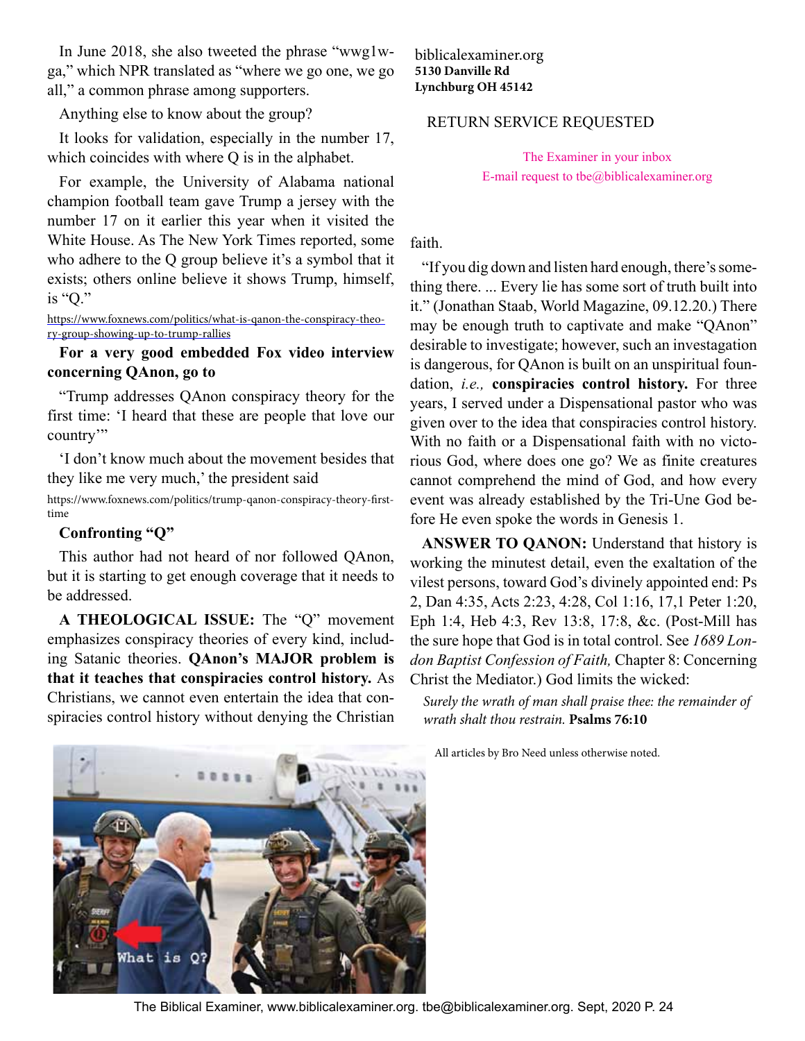In June 2018, she also tweeted the phrase "wwg1wga," which NPR translated as "where we go one, we go all," a common phrase among supporters.

Anything else to know about the group?

It looks for validation, especially in the number 17, which coincides with where Q is in the alphabet.

For example, the University of Alabama national champion football team gave Trump a jersey with the number 17 on it earlier this year when it visited the White House. As The New York Times reported, some who adhere to the Q group believe it's a symbol that it exists; others online believe it shows Trump, himself, is "Q."

https://www.foxnews.com/politics/what-is-qanon-the-conspiracy-theory-group-showing-up-to-trump-rallies

**For a very good embedded Fox video interview concerning QAnon, go to**

"Trump addresses QAnon conspiracy theory for the first time: 'I heard that these are people that love our country'"

'I don't know much about the movement besides that they like me very much,' the president said

https://www.foxnews.com/politics/trump-qanon-conspiracy-theory-first-time

**Confronting "Q"**

This author had not heard of nor followed QAnon, but it is starting to get enough coverage that it needs to be addressed.

**A THEOLOGICAL ISSUE:** The "Q" movement emphasizes conspiracy theories of every kind, including Satanic theories. **QAnon's MAJOR problem is that it teaches that conspiracies control history.** As Christians, we cannot even entertain the idea that conspiracies control history without denying the Christian faith.

"If you dig down and listen hard enough, there's something there. ... Every lie has some sort of truth built into it." (Jonathan Staab, World Magazine, 09.12.20.) There may be enough truth to captivate and make "QAnon" desirable to investigate; however, such an investagation is dangerous, for QAnon is built on an unspiritual foundation, *i.e.,* **conspiracies control history.** For three years, I served under a Dispensational pastor who was given over to the idea that conspiracies control history. With no faith or a Dispensational faith with no victorious God, where does one go? We as finite creatures cannot comprehend the mind of God, and how every event was already established by the Tri-Une God before He even spoke the words in Genesis 1.

**ANSWER TO QANON:** Understand that history is working the minutest detail, even the exaltation of the vilest persons, toward God's divinely appointed end: Ps 2, Dan 4:35, Acts 2:23, 4:28, Col 1:16, 17,1 Peter 1:20, Eph 1:4, Heb 4:3, Rev 13:8, 17:8, &c. (Post-Mill has the sure hope that God is in total control. See *1689 London Baptist Confession of Faith,* Chapter 8: Concerning Christ the Mediator.) God limits the wicked:

> *Surely the wrath of man shall praise thee: the remainder of wrath shalt thou restrain.* **Psalms 76:10**

What is Q?

biblicalexaminer.org
**5130 Danville Rd**
**Lynchburg OH 45142**

RETURN SERVICE REQUESTED

The Examiner in your inbox
E-mail request to tbe@biblicalexaminer.org

All articles by Bro Need unless otherwise noted.